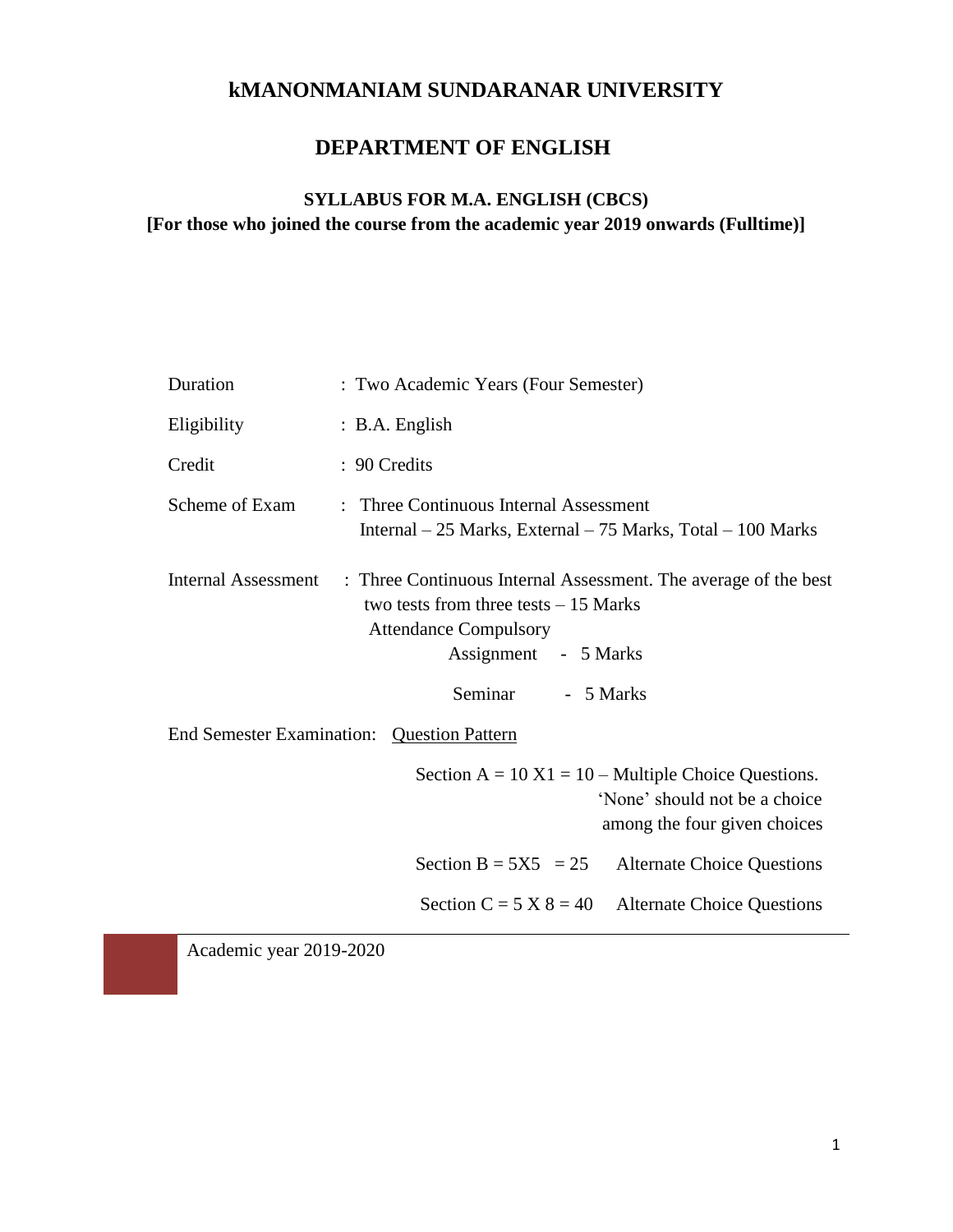# kMANONMANIAM SUNDARANAR UNIVERSITY

## DEPARTMENT OF ENGLISH

### SYLLABUS FOR M.A. ENGLISH (CBCS)

**[For those who joined the course from the academic year 2019 onwards (Fulltime)]**

| | |
|---|---|
| Duration | : Two Academic Years (Four Semester) |
| Eligibility | : B.A. English |
| Credit | : 90 Credits |
| Scheme of Exam | : Three Continuous Internal Assessment<br>Internal – 25 Marks, External – 75 Marks, Total – 100 Marks |
| Internal Assessment | : Three Continuous Internal Assessment. The average of the best two tests from three tests – 15 Marks<br>Attendance Compulsory<br>Assignment - 5 Marks<br>Seminar - 5 Marks |

End Semester Examination: Question Pattern

Section A = 10 X1 = 10 – Multiple Choice Questions. 'None' should not be a choice among the four given choices

Section B = 5X5 = 25 Alternate Choice Questions

Section C = 5 X 8 = 40 Alternate Choice Questions

Academic year 2019-2020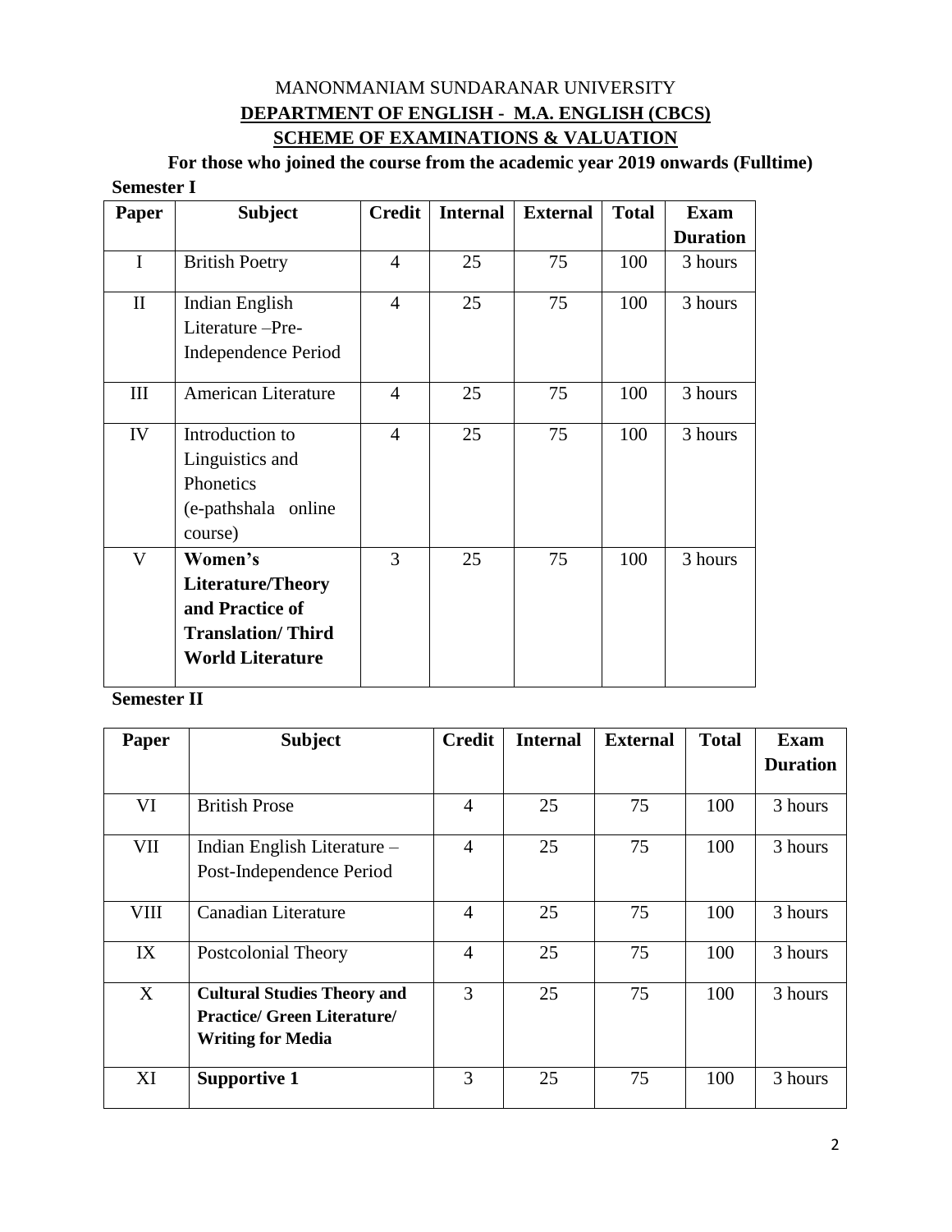# MANONMANIAM SUNDARANAR UNIVERSITY

## DEPARTMENT OF ENGLISH - M.A. ENGLISH (CBCS)

## SCHEME OF EXAMINATIONS & VALUATION

**For those who joined the course from the academic year 2019 onwards (Fulltime)**

**Semester I**

| Paper | Subject | Credit | Internal | External | Total | Exam Duration |
|---|---|---|---|---|---|---|
| I | British Poetry | 4 | 25 | 75 | 100 | 3 hours |
| II | Indian English Literature –Pre-Independence Period | 4 | 25 | 75 | 100 | 3 hours |
| III | American Literature | 4 | 25 | 75 | 100 | 3 hours |
| IV | Introduction to Linguistics and Phonetics (e-pathshala online course) | 4 | 25 | 75 | 100 | 3 hours |
| V | **Women's Literature/Theory and Practice of Translation/ Third World Literature** | 3 | 25 | 75 | 100 | 3 hours |

**Semester II**

| Paper | Subject | Credit | Internal | External | Total | Exam Duration |
|---|---|---|---|---|---|---|
| VI | British Prose | 4 | 25 | 75 | 100 | 3 hours |
| VII | Indian English Literature – Post-Independence Period | 4 | 25 | 75 | 100 | 3 hours |
| VIII | Canadian Literature | 4 | 25 | 75 | 100 | 3 hours |
| IX | Postcolonial Theory | 4 | 25 | 75 | 100 | 3 hours |
| X | **Cultural Studies Theory and Practice/ Green Literature/ Writing for Media** | 3 | 25 | 75 | 100 | 3 hours |
| XI | **Supportive 1** | 3 | 25 | 75 | 100 | 3 hours |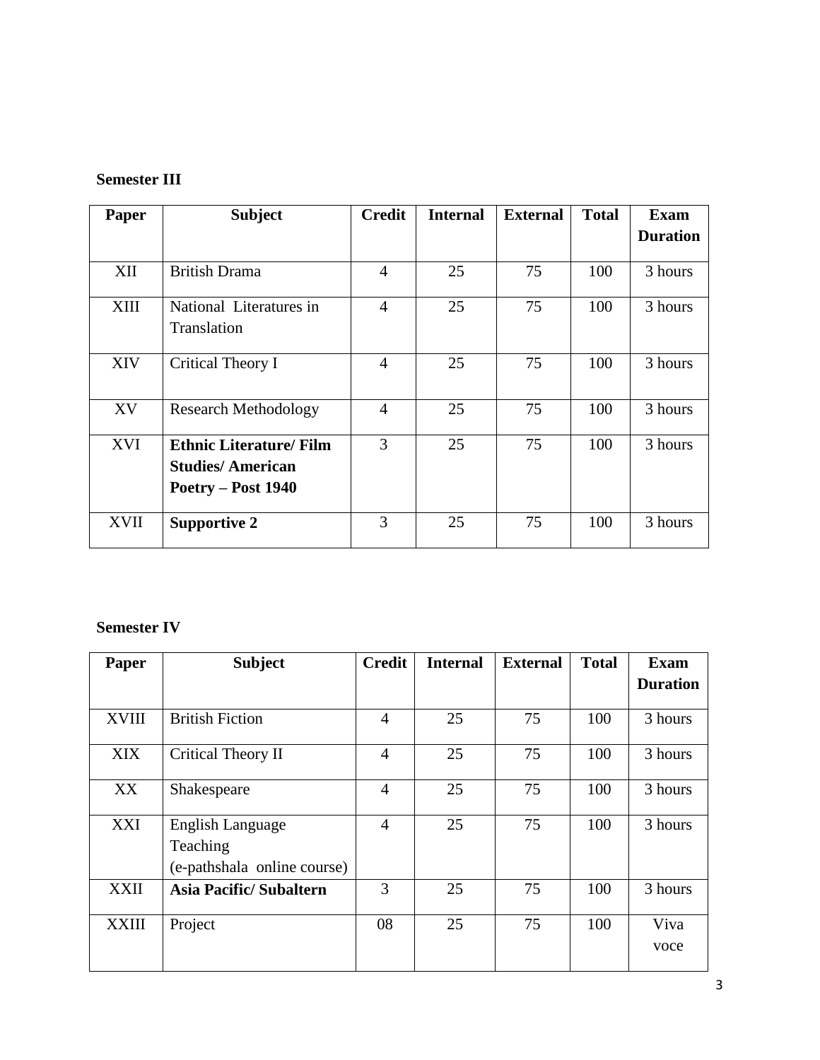**Semester III**

| Paper | Subject | Credit | Internal | External | Total | Exam Duration |
|---|---|---|---|---|---|---|
| XII | British Drama | 4 | 25 | 75 | 100 | 3 hours |
| XIII | National Literatures in Translation | 4 | 25 | 75 | 100 | 3 hours |
| XIV | Critical Theory I | 4 | 25 | 75 | 100 | 3 hours |
| XV | Research Methodology | 4 | 25 | 75 | 100 | 3 hours |
| XVI | **Ethnic Literature/ Film Studies/ American Poetry – Post 1940** | 3 | 25 | 75 | 100 | 3 hours |
| XVII | **Supportive 2** | 3 | 25 | 75 | 100 | 3 hours |

**Semester IV**

| Paper | Subject | Credit | Internal | External | Total | Exam Duration |
|---|---|---|---|---|---|---|
| XVIII | British Fiction | 4 | 25 | 75 | 100 | 3 hours |
| XIX | Critical Theory II | 4 | 25 | 75 | 100 | 3 hours |
| XX | Shakespeare | 4 | 25 | 75 | 100 | 3 hours |
| XXI | English Language Teaching (e-pathshala online course) | 4 | 25 | 75 | 100 | 3 hours |
| XXII | **Asia Pacific/ Subaltern** | 3 | 25 | 75 | 100 | 3 hours |
| XXIII | Project | 08 | 25 | 75 | 100 | Viva voce |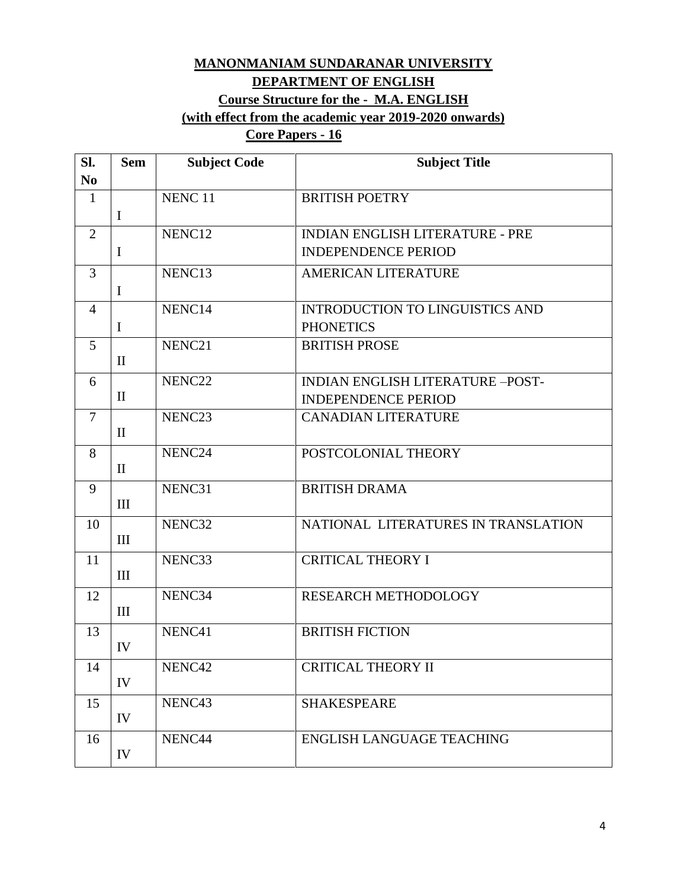# MANONMANIAM SUNDARANAR UNIVERSITY

## DEPARTMENT OF ENGLISH

### Course Structure for the - M.A. ENGLISH

### (with effect from the academic year 2019-2020 onwards)

### Core Papers - 16

| Sl. No | Sem | Subject Code | Subject Title |
|---|---|---|---|
| 1 | I | NENC 11 | BRITISH POETRY |
| 2 | I | NENC12 | INDIAN ENGLISH LITERATURE - PRE INDEPENDENCE PERIOD |
| 3 | I | NENC13 | AMERICAN LITERATURE |
| 4 | I | NENC14 | INTRODUCTION TO LINGUISTICS AND PHONETICS |
| 5 | II | NENC21 | BRITISH PROSE |
| 6 | II | NENC22 | INDIAN ENGLISH LITERATURE –POST-INDEPENDENCE PERIOD |
| 7 | II | NENC23 | CANADIAN LITERATURE |
| 8 | II | NENC24 | POSTCOLONIAL THEORY |
| 9 | III | NENC31 | BRITISH DRAMA |
| 10 | III | NENC32 | NATIONAL LITERATURES IN TRANSLATION |
| 11 | III | NENC33 | CRITICAL THEORY I |
| 12 | III | NENC34 | RESEARCH METHODOLOGY |
| 13 | IV | NENC41 | BRITISH FICTION |
| 14 | IV | NENC42 | CRITICAL THEORY II |
| 15 | IV | NENC43 | SHAKESPEARE |
| 16 | IV | NENC44 | ENGLISH LANGUAGE TEACHING |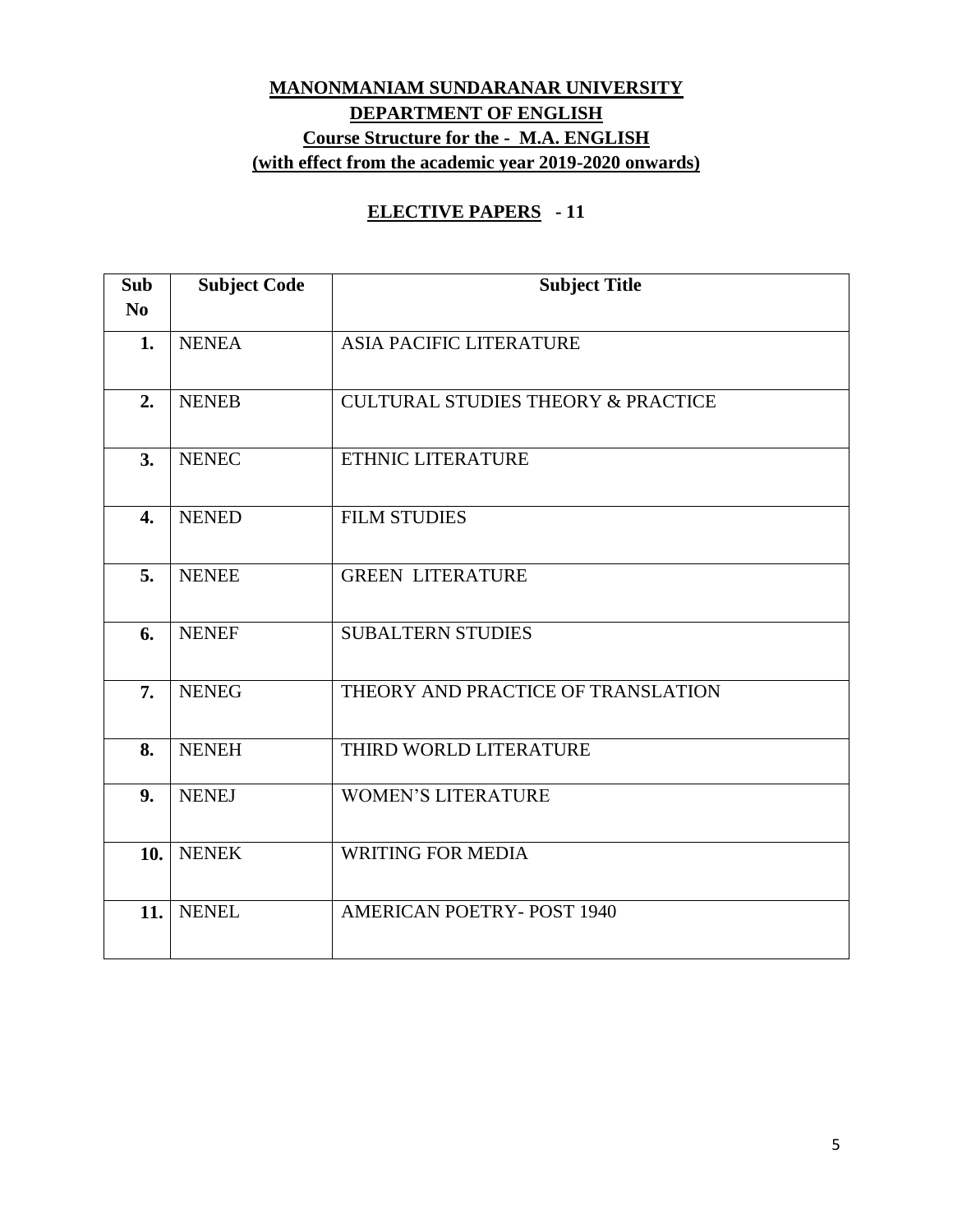# MANONMANIAM SUNDARANAR UNIVERSITY

## DEPARTMENT OF ENGLISH

### Course Structure for the - M.A. ENGLISH

### (with effect from the academic year 2019-2020 onwards)

## ELECTIVE PAPERS - 11

| Sub No | Subject Code | Subject Title |
|---|---|---|
| 1. | NENEA | ASIA PACIFIC LITERATURE |
| 2. | NENEB | CULTURAL STUDIES THEORY & PRACTICE |
| 3. | NENEC | ETHNIC LITERATURE |
| 4. | NENED | FILM STUDIES |
| 5. | NENEE | GREEN LITERATURE |
| 6. | NENEF | SUBALTERN STUDIES |
| 7. | NENEG | THEORY AND PRACTICE OF TRANSLATION |
| 8. | NENEH | THIRD WORLD LITERATURE |
| 9. | NENEJ | WOMEN'S LITERATURE |
| 10. | NENEK | WRITING FOR MEDIA |
| 11. | NENEL | AMERICAN POETRY- POST 1940 |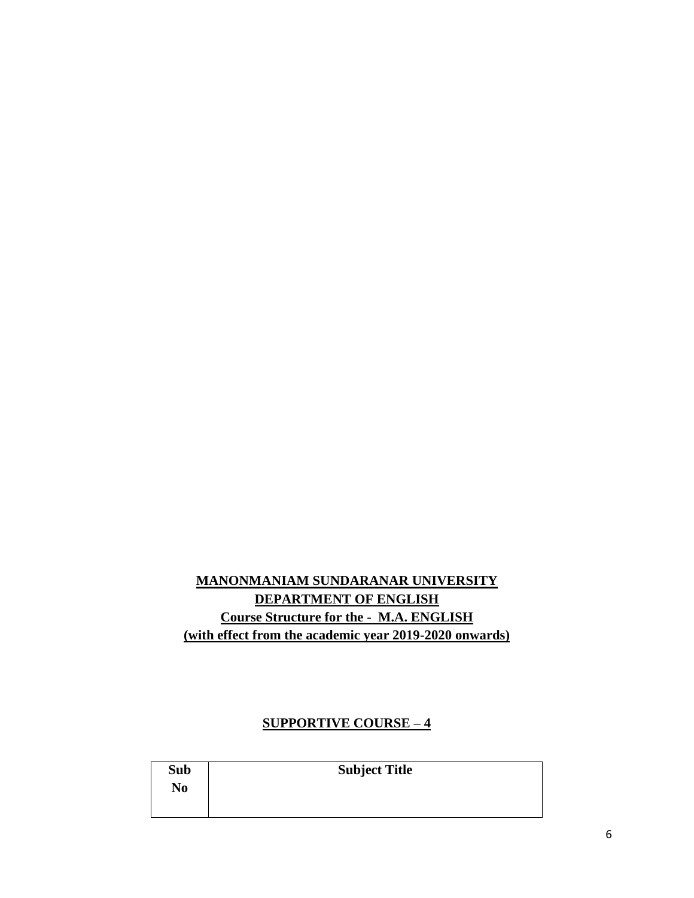**MANONMANIAM SUNDARANAR UNIVERSITY**
**DEPARTMENT OF ENGLISH**
**Course Structure for the - M.A. ENGLISH**
**(with effect from the academic year 2019-2020 onwards)**

**SUPPORTIVE COURSE – 4**

| Sub No | Subject Title |
|---|---|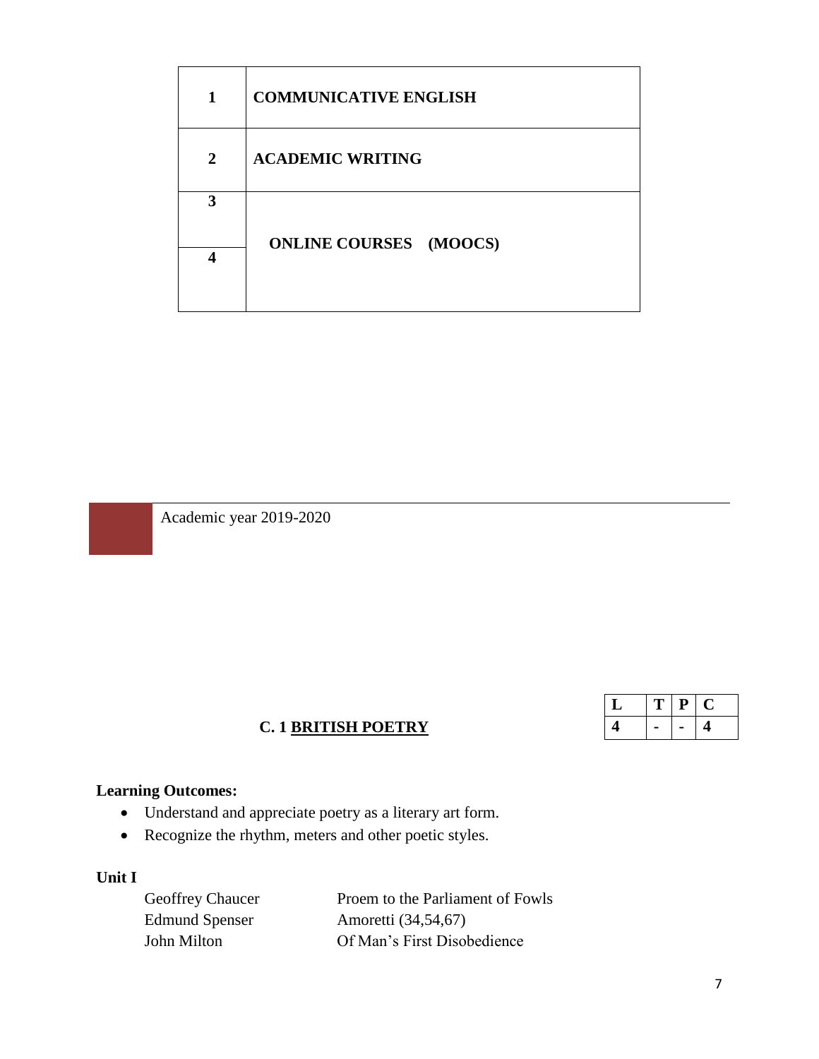| | |
|---|---|
| **1** | **COMMUNICATIVE ENGLISH** |
| **2** | **ACADEMIC WRITING** |
| **3** | **ONLINE COURSES (MOOCS)** |
| **4** | |

Academic year 2019-2020

## C. 1 BRITISH POETRY

| L | T | P | C |
|---|---|---|---|
| 4 | - | - | 4 |

**Learning Outcomes:**

- Understand and appreciate poetry as a literary art form.
- Recognize the rhythm, meters and other poetic styles.

**Unit I**

| | |
|---|---|
| Geoffrey Chaucer | Proem to the Parliament of Fowls |
| Edmund Spenser | Amoretti (34,54,67) |
| John Milton | Of Man's First Disobedience |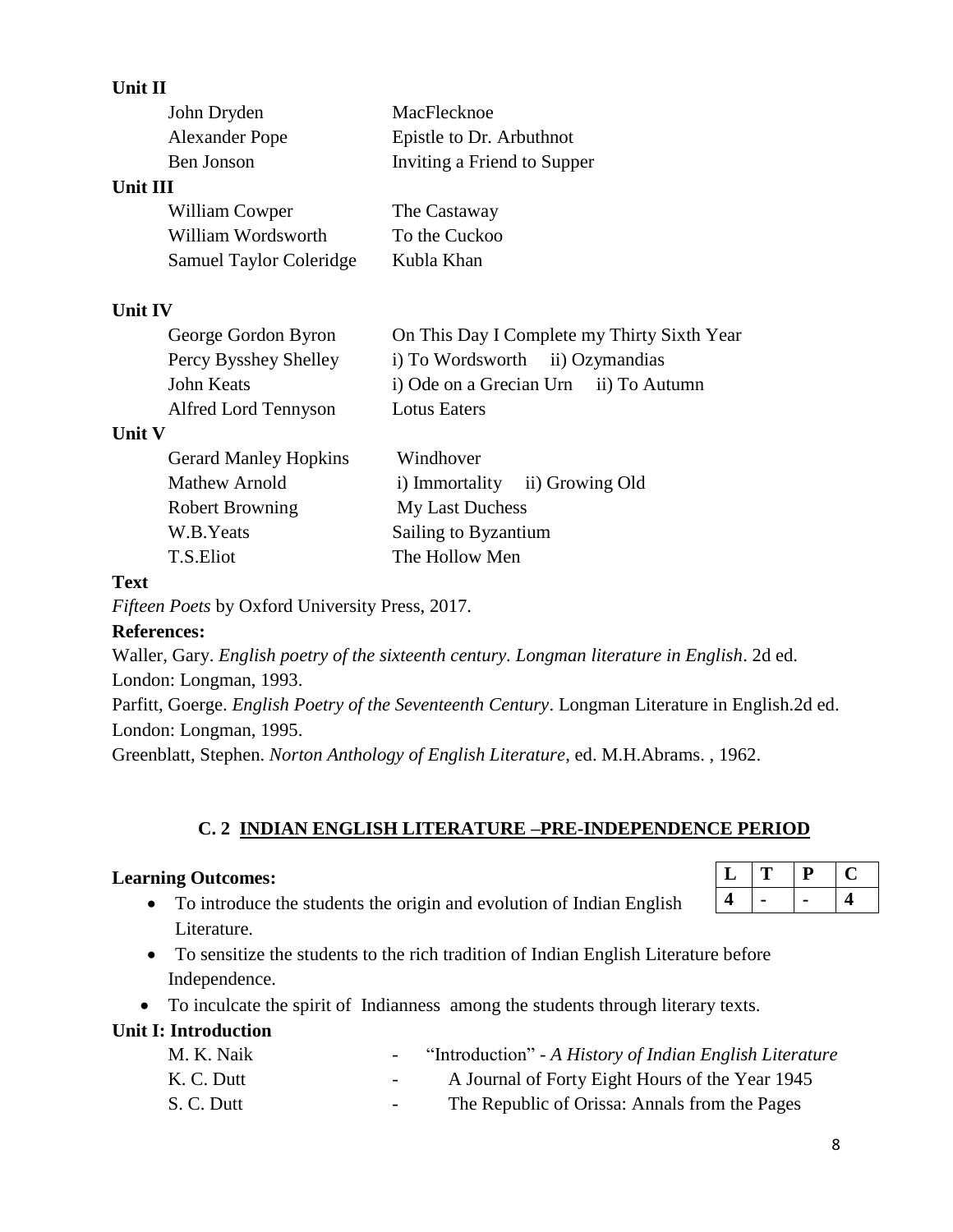**Unit II**

| | |
|---|---|
| John Dryden | MacFlecknoe |
| Alexander Pope | Epistle to Dr. Arbuthnot |
| Ben Jonson | Inviting a Friend to Supper |

**Unit III**

| | |
|---|---|
| William Cowper | The Castaway |
| William Wordsworth | To the Cuckoo |
| Samuel Taylor Coleridge | Kubla Khan |

**Unit IV**

| | |
|---|---|
| George Gordon Byron | On This Day I Complete my Thirty Sixth Year |
| Percy Bysshey Shelley | i) To Wordsworth ii) Ozymandias |
| John Keats | i) Ode on a Grecian Urn ii) To Autumn |
| Alfred Lord Tennyson | Lotus Eaters |

**Unit V**

| | |
|---|---|
| Gerard Manley Hopkins | Windhover |
| Mathew Arnold | i) Immortality ii) Growing Old |
| Robert Browning | My Last Duchess |
| W.B.Yeats | Sailing to Byzantium |
| T.S.Eliot | The Hollow Men |

**Text**

*Fifteen Poets* by Oxford University Press, 2017.

**References:**

Waller, Gary. *English poetry of the sixteenth century. Longman literature in English*. 2d ed. London: Longman, 1993.

Parfitt, Goerge. *English Poetry of the Seventeenth Century*. Longman Literature in English.2d ed. London: Longman, 1995.

Greenblatt, Stephen. *Norton Anthology of English Literature*, ed. M.H.Abrams. , 1962.

## C. 2 INDIAN ENGLISH LITERATURE –PRE-INDEPENDENCE PERIOD

| L | T | P | C |
|---|---|---|---|
| 4 | - | - | 4 |

**Learning Outcomes:**

- To introduce the students the origin and evolution of Indian English Literature.
- To sensitize the students to the rich tradition of Indian English Literature before Independence.
- To inculcate the spirit of Indianness among the students through literary texts.

**Unit I: Introduction**

| | | |
|---|---|---|
| M. K. Naik | - | "Introduction" - *A History of Indian English Literature* |
| K. C. Dutt | - | A Journal of Forty Eight Hours of the Year 1945 |
| S. C. Dutt | - | The Republic of Orissa: Annals from the Pages |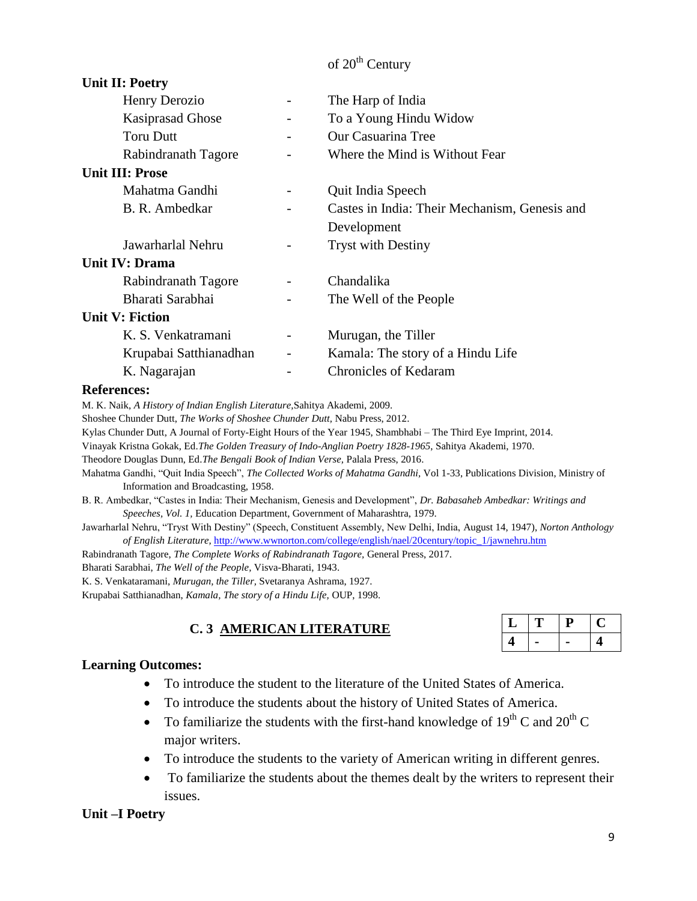of 20th Century

**Unit II: Poetry**

| | | |
|---|---|---|
| Henry Derozio | - | The Harp of India |
| Kasiprasad Ghose | - | To a Young Hindu Widow |
| Toru Dutt | - | Our Casuarina Tree |
| Rabindranath Tagore | - | Where the Mind is Without Fear |

**Unit III: Prose**

| | | |
|---|---|---|
| Mahatma Gandhi | - | Quit India Speech |
| B. R. Ambedkar | - | Castes in India: Their Mechanism, Genesis and Development |
| Jawarharlal Nehru | - | Tryst with Destiny |

**Unit IV: Drama**

| | | |
|---|---|---|
| Rabindranath Tagore | - | Chandalika |
| Bharati Sarabhai | - | The Well of the People |

**Unit V: Fiction**

| | | |
|---|---|---|
| K. S. Venkatramani | - | Murugan, the Tiller |
| Krupabai Satthianadhan | - | Kamala: The story of a Hindu Life |
| K. Nagarajan | - | Chronicles of Kedaram |

**References:**

M. K. Naik, *A History of Indian English Literature,*Sahitya Akademi, 2009.

Shoshee Chunder Dutt, *The Works of Shoshee Chunder Dutt*, Nabu Press, 2012.

Kylas Chunder Dutt, A Journal of Forty-Eight Hours of the Year 1945, Shambhabi – The Third Eye Imprint, 2014.

Vinayak Kristna Gokak, Ed.*The Golden Treasury of Indo-Anglian Poetry 1828-1965*, Sahitya Akademi, 1970.

Theodore Douglas Dunn, Ed.*The Bengali Book of Indian Verse,* Palala Press, 2016.

Mahatma Gandhi, "Quit India Speech", *The Collected Works of Mahatma Gandhi*, Vol 1-33, Publications Division, Ministry of Information and Broadcasting, 1958.

B. R. Ambedkar, "Castes in India: Their Mechanism, Genesis and Development", *Dr. Babasaheb Ambedkar: Writings and Speeches, Vol. 1,* Education Department, Government of Maharashtra, 1979.

Jawarharlal Nehru, "Tryst With Destiny" (Speech, Constituent Assembly, New Delhi, India, August 14, 1947), *Norton Anthology of English Literature,* http://www.wwnorton.com/college/english/nael/20century/topic_1/jawnehru.htm

Rabindranath Tagore, *The Complete Works of Rabindranath Tagore,* General Press, 2017.

Bharati Sarabhai, *The Well of the People,* Visva-Bharati, 1943.

K. S. Venkataramani, *Murugan, the Tiller,* Svetaranya Ashrama, 1927.

Krupabai Satthianadhan, *Kamala, The story of a Hindu Life,* OUP, 1998.

## C. 3 AMERICAN LITERATURE

| L | T | P | C |
|---|---|---|---|
| 4 | - | - | 4 |

**Learning Outcomes:**

- To introduce the student to the literature of the United States of America.
- To introduce the students about the history of United States of America.
- To familiarize the students with the first-hand knowledge of 19th C and 20th C major writers.
- To introduce the students to the variety of American writing in different genres.
- To familiarize the students about the themes dealt by the writers to represent their issues.

**Unit –I Poetry**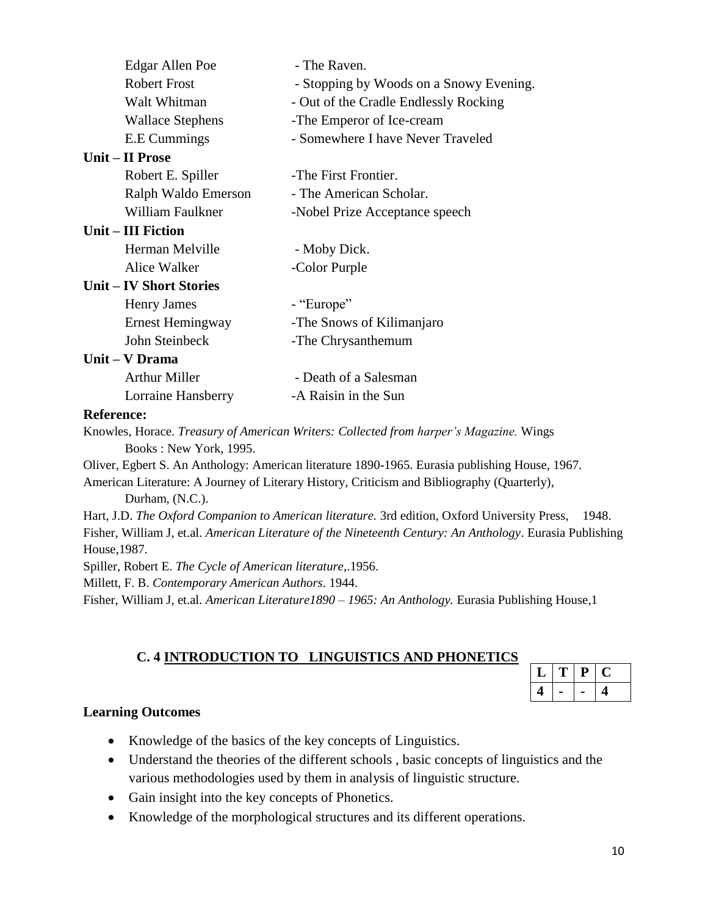Edgar Allen Poe - The Raven.
Robert Frost - Stopping by Woods on a Snowy Evening.
Walt Whitman - Out of the Cradle Endlessly Rocking
Wallace Stephens -The Emperor of Ice-cream
E.E Cummings - Somewhere I have Never Traveled

**Unit – II Prose**

Robert E. Spiller -The First Frontier.
Ralph Waldo Emerson - The American Scholar.
William Faulkner -Nobel Prize Acceptance speech

**Unit – III Fiction**

Herman Melville - Moby Dick.
Alice Walker -Color Purple

**Unit – IV Short Stories**

Henry James - "Europe"
Ernest Hemingway -The Snows of Kilimanjaro
John Steinbeck -The Chrysanthemum

**Unit – V Drama**

Arthur Miller - Death of a Salesman
Lorraine Hansberry -A Raisin in the Sun

**Reference:**

Knowles, Horace. *Treasury of American Writers: Collected from harper's Magazine.* Wings Books : New York, 1995.

Oliver, Egbert S. An Anthology: American literature 1890-1965. Eurasia publishing House, 1967.

American Literature: A Journey of Literary History, Criticism and Bibliography (Quarterly), Durham, (N.C.).

Hart, J.D. *The Oxford Companion to American literature.* 3rd edition, Oxford University Press, 1948.

Fisher, William J, et.al. *American Literature of the Nineteenth Century: An Anthology*. Eurasia Publishing House,1987.

Spiller, Robert E. *The Cycle of American literature*,.1956.

Millett, F. B. *Contemporary American Authors*. 1944.

Fisher, William J, et.al. *American Literature1890 – 1965: An Anthology.* Eurasia Publishing House,1

## C. 4 INTRODUCTION TO LINGUISTICS AND PHONETICS

| L | T | P | C |
|---|---|---|---|
| 4 | - | - | 4 |

**Learning Outcomes**

- Knowledge of the basics of the key concepts of Linguistics.
- Understand the theories of the different schools , basic concepts of linguistics and the various methodologies used by them in analysis of linguistic structure.
- Gain insight into the key concepts of Phonetics.
- Knowledge of the morphological structures and its different operations.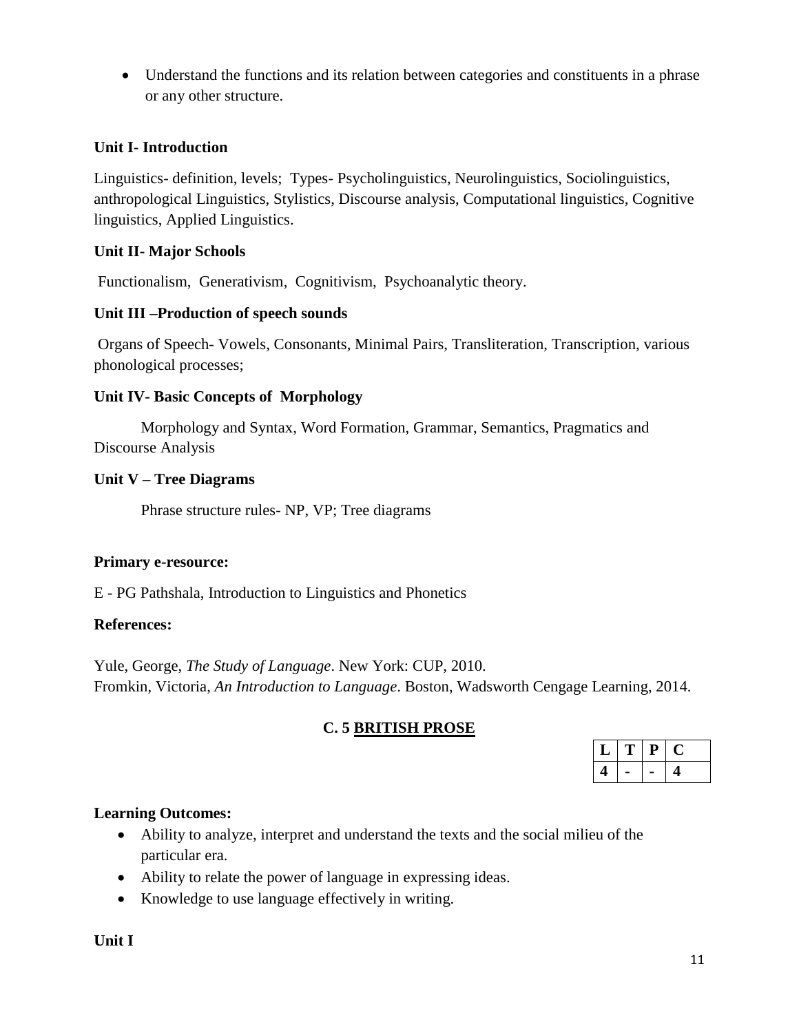- Understand the functions and its relation between categories and constituents in a phrase or any other structure.

**Unit I- Introduction**

Linguistics- definition, levels; Types- Psycholinguistics, Neurolinguistics, Sociolinguistics, anthropological Linguistics, Stylistics, Discourse analysis, Computational linguistics, Cognitive linguistics, Applied Linguistics.

**Unit II- Major Schools**

Functionalism, Generativism, Cognitivism, Psychoanalytic theory.

**Unit III –Production of speech sounds**

Organs of Speech- Vowels, Consonants, Minimal Pairs, Transliteration, Transcription, various phonological processes;

**Unit IV- Basic Concepts of Morphology**

Morphology and Syntax, Word Formation, Grammar, Semantics, Pragmatics and Discourse Analysis

**Unit V – Tree Diagrams**

Phrase structure rules- NP, VP; Tree diagrams

**Primary e-resource:**

E - PG Pathshala, Introduction to Linguistics and Phonetics

**References:**

Yule, George, *The Study of Language*. New York: CUP, 2010.
Fromkin, Victoria, *An Introduction to Language*. Boston, Wadsworth Cengage Learning, 2014.

## C. 5 BRITISH PROSE

| L | T | P | C |
|---|---|---|---|
| 4 | - | - | 4 |

**Learning Outcomes:**

- Ability to analyze, interpret and understand the texts and the social milieu of the particular era.
- Ability to relate the power of language in expressing ideas.
- Knowledge to use language effectively in writing.

**Unit I**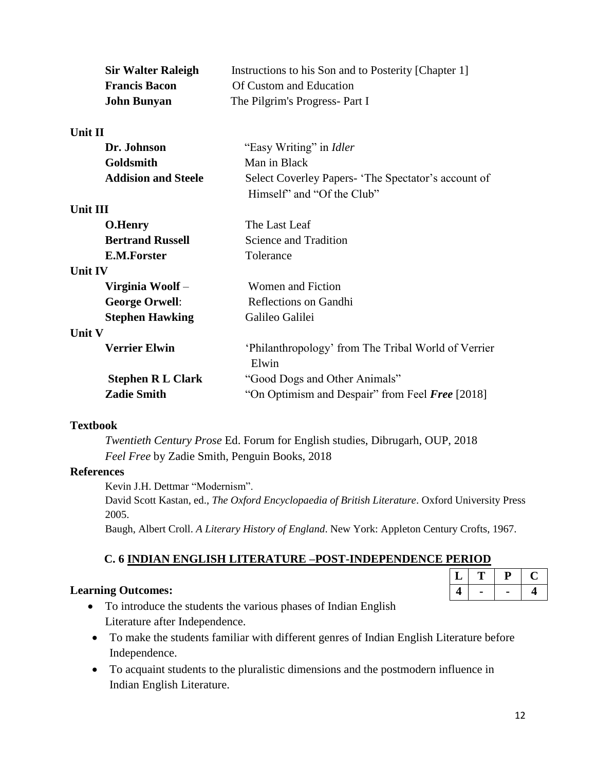| | |
|---|---|
| **Sir Walter Raleigh** | Instructions to his Son and to Posterity [Chapter 1] |
| **Francis Bacon** | Of Custom and Education |
| **John Bunyan** | The Pilgrim's Progress- Part I |

**Unit II**

| | |
|---|---|
| **Dr. Johnson** | "Easy Writing" in *Idler* |
| **Goldsmith** | Man in Black |
| **Addision and Steele** | Select Coverley Papers- 'The Spectator's account of Himself" and "Of the Club" |

**Unit III**

| | |
|---|---|
| **O.Henry** | The Last Leaf |
| **Bertrand Russell** | Science and Tradition |
| **E.M.Forster** | Tolerance |

**Unit IV**

| | |
|---|---|
| **Virginia Woolf** – | Women and Fiction |
| **George Orwell**: | Reflections on Gandhi |
| **Stephen Hawking** | Galileo Galilei |

**Unit V**

| | |
|---|---|
| **Verrier Elwin** | 'Philanthropology' from The Tribal World of Verrier Elwin |
| **Stephen R L Clark** | "Good Dogs and Other Animals" |
| **Zadie Smith** | "On Optimism and Despair" from Feel ***Free*** [2018] |

**Textbook**

*Twentieth Century Prose* Ed. Forum for English studies, Dibrugarh, OUP, 2018
*Feel Free* by Zadie Smith, Penguin Books, 2018

**References**

Kevin J.H. Dettmar "Modernism".
David Scott Kastan, ed., *The Oxford Encyclopaedia of British Literature*. Oxford University Press 2005.
Baugh, Albert Croll. *A Literary History of England*. New York: Appleton Century Crofts, 1967.

## C. 6 INDIAN ENGLISH LITERATURE –POST-INDEPENDENCE PERIOD

| L | T | P | C |
|---|---|---|---|
| 4 | - | - | 4 |

**Learning Outcomes:**

- To introduce the students the various phases of Indian English Literature after Independence.
- To make the students familiar with different genres of Indian English Literature before Independence.
- To acquaint students to the pluralistic dimensions and the postmodern influence in Indian English Literature.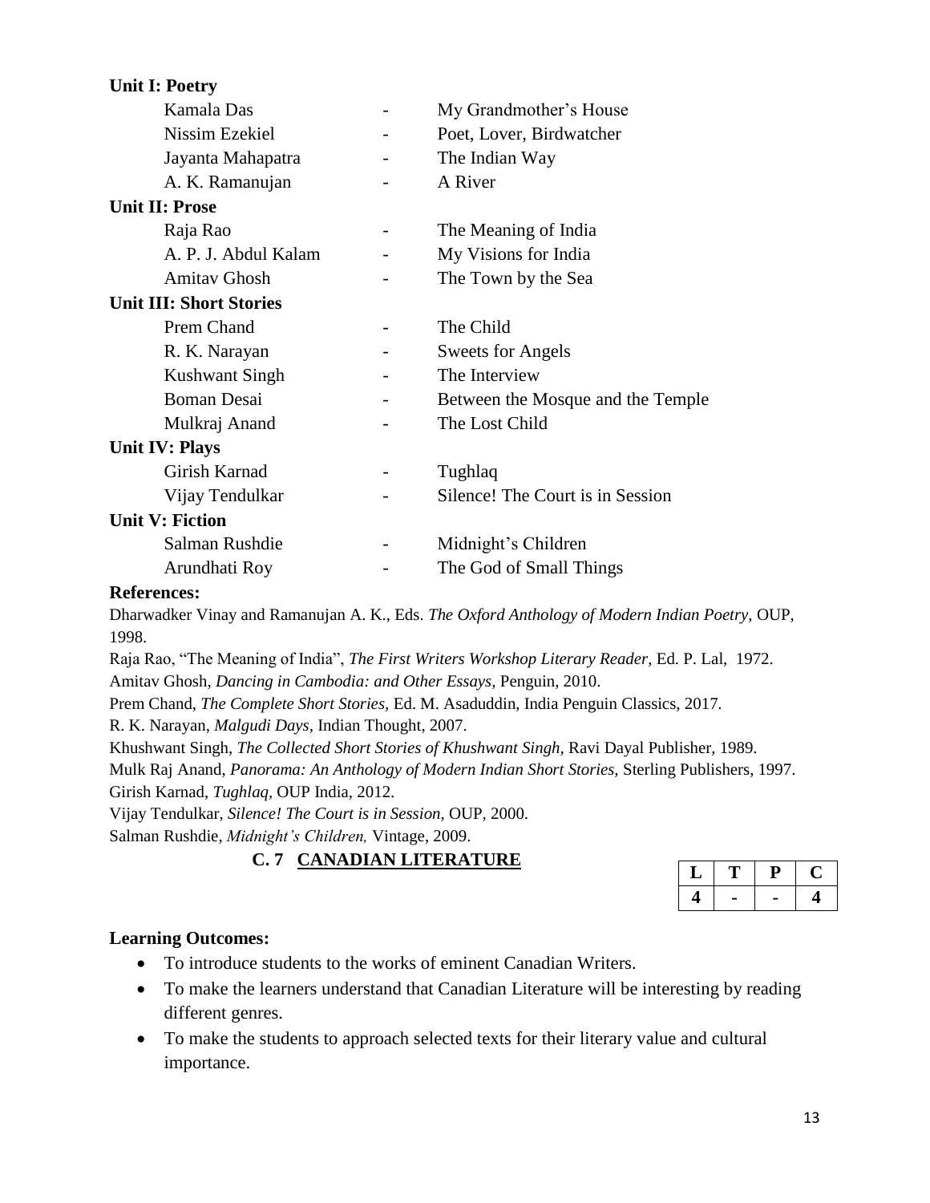**Unit I: Poetry**

| | | |
|---|---|---|
| Kamala Das | - | My Grandmother's House |
| Nissim Ezekiel | - | Poet, Lover, Birdwatcher |
| Jayanta Mahapatra | - | The Indian Way |
| A. K. Ramanujan | - | A River |

**Unit II: Prose**

| | | |
|---|---|---|
| Raja Rao | - | The Meaning of India |
| A. P. J. Abdul Kalam | - | My Visions for India |
| Amitav Ghosh | - | The Town by the Sea |

**Unit III: Short Stories**

| | | |
|---|---|---|
| Prem Chand | - | The Child |
| R. K. Narayan | - | Sweets for Angels |
| Kushwant Singh | - | The Interview |
| Boman Desai | - | Between the Mosque and the Temple |
| Mulkraj Anand | - | The Lost Child |

**Unit IV: Plays**

| | | |
|---|---|---|
| Girish Karnad | - | Tughlaq |
| Vijay Tendulkar | - | Silence! The Court is in Session |

**Unit V: Fiction**

| | | |
|---|---|---|
| Salman Rushdie | - | Midnight's Children |
| Arundhati Roy | - | The God of Small Things |

**References:**

Dharwadker Vinay and Ramanujan A. K., Eds. *The Oxford Anthology of Modern Indian Poetry,* OUP, 1998.

Raja Rao, "The Meaning of India", *The First Writers Workshop Literary Reader,* Ed. P. Lal, 1972.

Amitav Ghosh, *Dancing in Cambodia: and Other Essays,* Penguin, 2010.

Prem Chand, *The Complete Short Stories,* Ed. M. Asaduddin, India Penguin Classics, 2017.

R. K. Narayan, *Malgudi Days,* Indian Thought, 2007.

Khushwant Singh, *The Collected Short Stories of Khushwant Singh,* Ravi Dayal Publisher, 1989.

Mulk Raj Anand, *Panorama: An Anthology of Modern Indian Short Stories,* Sterling Publishers, 1997.

Girish Karnad, *Tughlaq,* OUP India, 2012.

Vijay Tendulkar, *Silence! The Court is in Session,* OUP, 2000.

Salman Rushdie, *Midnight's Children,* Vintage, 2009.

## C. 7 CANADIAN LITERATURE

| L | T | P | C |
|---|---|---|---|
| 4 | - | - | 4 |

**Learning Outcomes:**

- To introduce students to the works of eminent Canadian Writers.
- To make the learners understand that Canadian Literature will be interesting by reading different genres.
- To make the students to approach selected texts for their literary value and cultural importance.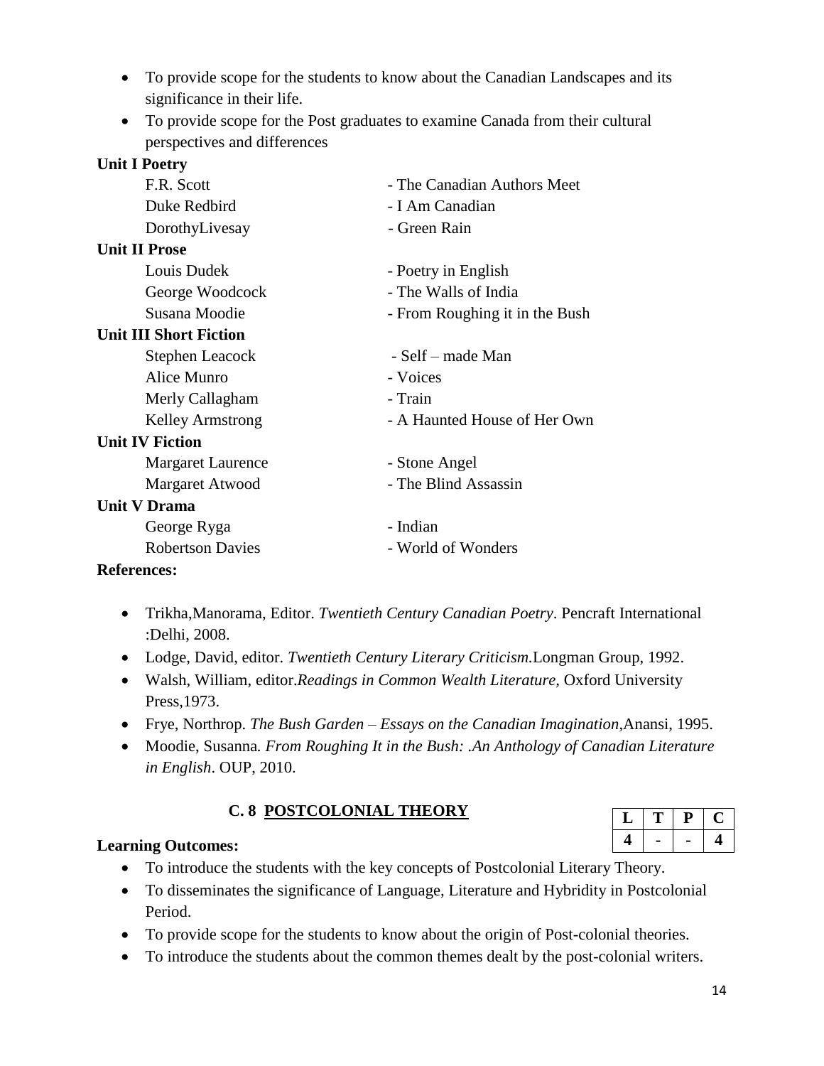- To provide scope for the students to know about the Canadian Landscapes and its significance in their life.
- To provide scope for the Post graduates to examine Canada from their cultural perspectives and differences

**Unit I Poetry**

| | |
|---|---|
| F.R. Scott | - The Canadian Authors Meet |
| Duke Redbird | - I Am Canadian |
| DorothyLivesay | - Green Rain |

**Unit II Prose**

| | |
|---|---|
| Louis Dudek | - Poetry in English |
| George Woodcock | - The Walls of India |
| Susana Moodie | - From Roughing it in the Bush |

**Unit III Short Fiction**

| | |
|---|---|
| Stephen Leacock | - Self – made Man |
| Alice Munro | - Voices |
| Merly Callagham | - Train |
| Kelley Armstrong | - A Haunted House of Her Own |

**Unit IV Fiction**

| | |
|---|---|
| Margaret Laurence | - Stone Angel |
| Margaret Atwood | - The Blind Assassin |

**Unit V Drama**

| | |
|---|---|
| George Ryga | - Indian |
| Robertson Davies | - World of Wonders |

**References:**

- Trikha,Manorama, Editor. *Twentieth Century Canadian Poetry*. Pencraft International :Delhi, 2008.
- Lodge, David, editor. *Twentieth Century Literary Criticism.*Longman Group, 1992.
- Walsh, William, editor.*Readings in Common Wealth Literature*, Oxford University Press,1973.
- Frye, Northrop. *The Bush Garden – Essays on the Canadian Imagination*,Anansi, 1995.
- Moodie, Susanna*. From Roughing It in the Bush: .An Anthology of Canadian Literature in English*. OUP, 2010.

## C. 8 POSTCOLONIAL THEORY

| L | T | P | C |
|---|---|---|---|
| 4 | - | - | 4 |

**Learning Outcomes:**

- To introduce the students with the key concepts of Postcolonial Literary Theory.
- To disseminates the significance of Language, Literature and Hybridity in Postcolonial Period.
- To provide scope for the students to know about the origin of Post-colonial theories.
- To introduce the students about the common themes dealt by the post-colonial writers.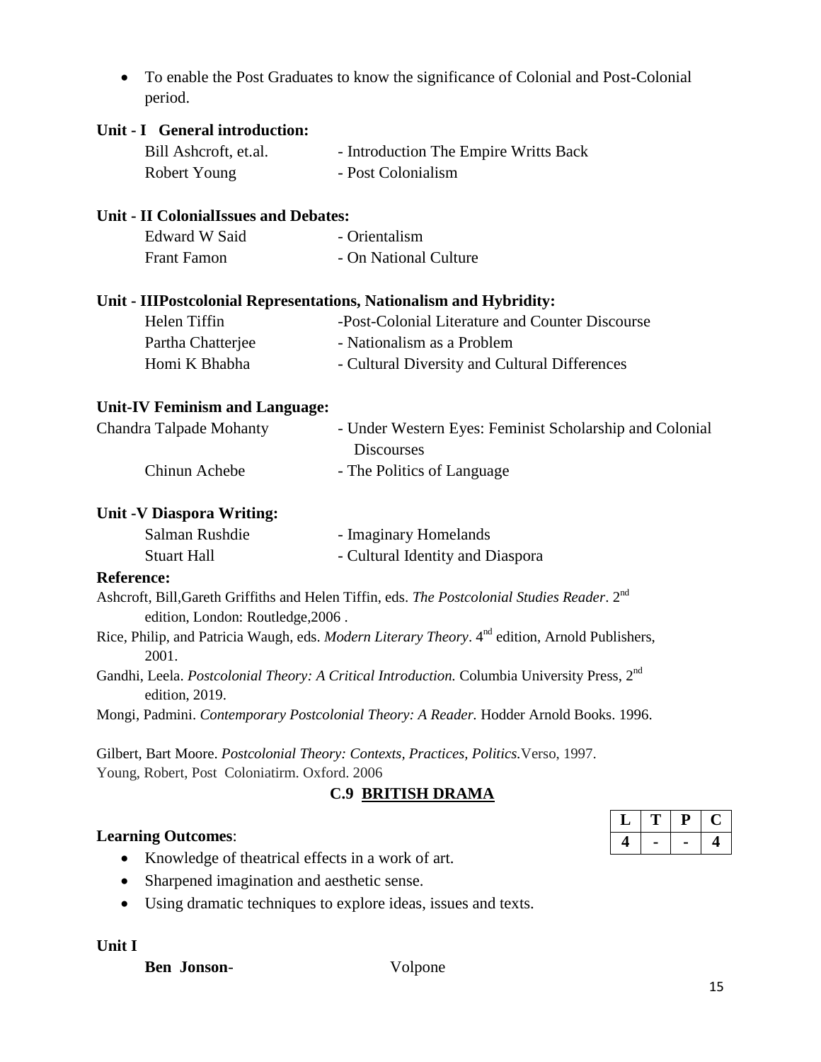- To enable the Post Graduates to know the significance of Colonial and Post-Colonial period.

**Unit - I General introduction:**

Bill Ashcroft, et.al. - Introduction The Empire Writts Back
Robert Young - Post Colonialism

**Unit - II ColonialIssues and Debates:**

Edward W Said - Orientalism
Frant Famon - On National Culture

**Unit - IIIPostcolonial Representations, Nationalism and Hybridity:**

Helen Tiffin -Post-Colonial Literature and Counter Discourse
Partha Chatterjee - Nationalism as a Problem
Homi K Bhabha - Cultural Diversity and Cultural Differences

**Unit-IV Feminism and Language:**

Chandra Talpade Mohanty - Under Western Eyes: Feminist Scholarship and Colonial Discourses
Chinun Achebe - The Politics of Language

**Unit -V Diaspora Writing:**

Salman Rushdie - Imaginary Homelands
Stuart Hall - Cultural Identity and Diaspora

**Reference:**

Ashcroft, Bill,Gareth Griffiths and Helen Tiffin, eds. *The Postcolonial Studies Reader*. 2nd edition, London: Routledge,2006 .

Rice, Philip, and Patricia Waugh, eds. *Modern Literary Theory*. 4th edition, Arnold Publishers, 2001.

Gandhi, Leela. *Postcolonial Theory: A Critical Introduction.* Columbia University Press, 2nd edition, 2019.

Mongi, Padmini. *Contemporary Postcolonial Theory: A Reader.* Hodder Arnold Books. 1996.

Gilbert, Bart Moore. *Postcolonial Theory: Contexts, Practices, Politics.*Verso, 1997.

Young, Robert, Post Coloniatirm. Oxford. 2006

## C.9 BRITISH DRAMA

| L | T | P | C |
|---|---|---|---|
| 4 | - | - | 4 |

**Learning Outcomes**:

- Knowledge of theatrical effects in a work of art.
- Sharpened imagination and aesthetic sense.
- Using dramatic techniques to explore ideas, issues and texts.

**Unit I**

**Ben Jonson**- Volpone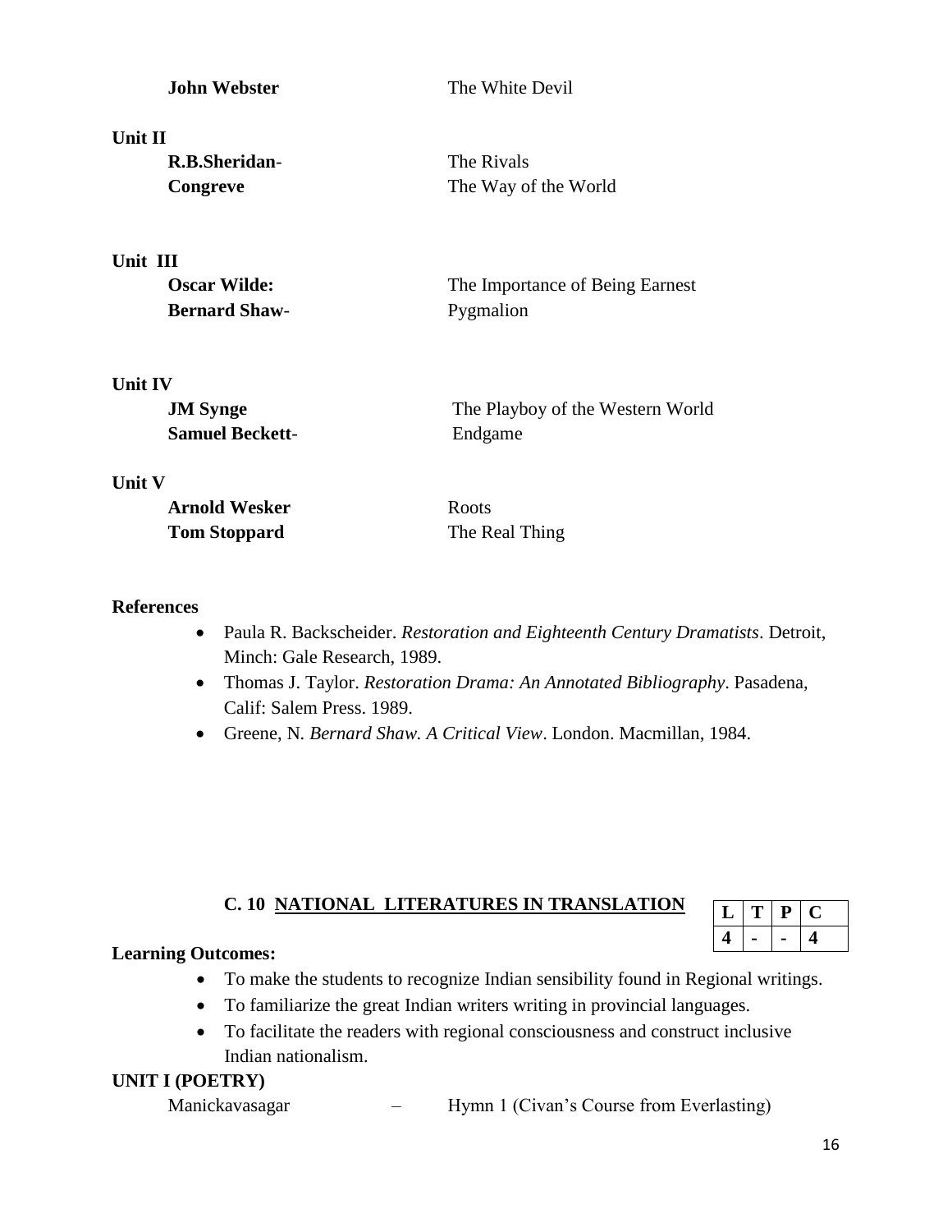**John Webster** The White Devil

**Unit II**

**R.B.Sheridan**- The Rivals
**Congreve** The Way of the World

**Unit III**

**Oscar Wilde:** The Importance of Being Earnest
**Bernard Shaw**- Pygmalion

**Unit IV**

**JM Synge** The Playboy of the Western World
**Samuel Beckett**- Endgame

**Unit V**

**Arnold Wesker** Roots
**Tom Stoppard** The Real Thing

**References**

- Paula R. Backscheider. *Restoration and Eighteenth Century Dramatists*. Detroit, Minch: Gale Research, 1989.
- Thomas J. Taylor. *Restoration Drama: An Annotated Bibliography*. Pasadena, Calif: Salem Press. 1989.
- Greene, N. *Bernard Shaw. A Critical View*. London. Macmillan, 1984.

## C. 10 NATIONAL LITERATURES IN TRANSLATION

| L | T | P | C |
|---|---|---|---|
| 4 | - | - | 4 |

**Learning Outcomes:**

- To make the students to recognize Indian sensibility found in Regional writings.
- To familiarize the great Indian writers writing in provincial languages.
- To facilitate the readers with regional consciousness and construct inclusive Indian nationalism.

**UNIT I (POETRY)**

Manickavasagar – Hymn 1 (Civan's Course from Everlasting)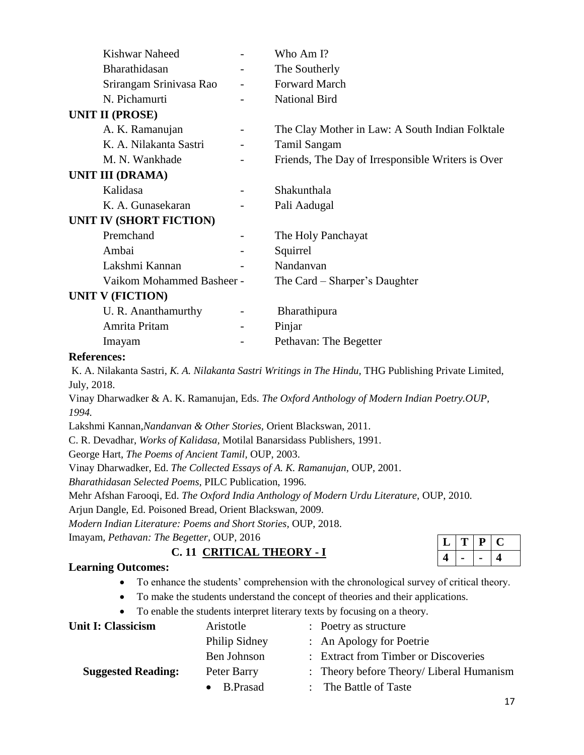| | | |
|---|---|---|
| Kishwar Naheed | - | Who Am I? |
| Bharathidasan | - | The Southerly |
| Srirangam Srinivasa Rao | - | Forward March |
| N. Pichamurti | - | National Bird |

**UNIT II (PROSE)**

| | | |
|---|---|---|
| A. K. Ramanujan | - | The Clay Mother in Law: A South Indian Folktale |
| K. A. Nilakanta Sastri | - | Tamil Sangam |
| M. N. Wankhade | - | Friends, The Day of Irresponsible Writers is Over |

**UNIT III (DRAMA)**

| | | |
|---|---|---|
| Kalidasa | - | Shakunthala |
| K. A. Gunasekaran | - | Pali Aadugal |

**UNIT IV (SHORT FICTION)**

| | | |
|---|---|---|
| Premchand | - | The Holy Panchayat |
| Ambai | - | Squirrel |
| Lakshmi Kannan | - | Nandanvan |
| Vaikom Mohammed Basheer | - | The Card – Sharper's Daughter |

**UNIT V (FICTION)**

| | | |
|---|---|---|
| U. R. Ananthamurthy | - | Bharathipura |
| Amrita Pritam | - | Pinjar |
| Imayam | - | Pethavan: The Begetter |

**References:**

K. A. Nilakanta Sastri, *K. A. Nilakanta Sastri Writings in The Hindu*, THG Publishing Private Limited, July, 2018.

Vinay Dharwadker & A. K. Ramanujan, Eds. *The Oxford Anthology of Modern Indian Poetry.OUP, 1994.*

Lakshmi Kannan,*Nandanvan & Other Stories*, Orient Blackswan, 2011.

C. R. Devadhar, *Works of Kalidasa*, Motilal Banarsidass Publishers, 1991.

George Hart, *The Poems of Ancient Tamil*, OUP, 2003.

Vinay Dharwadker, Ed. *The Collected Essays of A. K. Ramanujan*, OUP, 2001.

*Bharathidasan Selected Poems*, PILC Publication, 1996.

Mehr Afshan Farooqi, Ed. *The Oxford India Anthology of Modern Urdu Literature*, OUP, 2010.

Arjun Dangle, Ed. Poisoned Bread, Orient Blackswan, 2009.

*Modern Indian Literature: Poems and Short Stories*, OUP, 2018.

Imayam, *Pethavan: The Begetter*, OUP, 2016

## C. 11 CRITICAL THEORY - I

| L | T | P | C |
|---|---|---|---|
| 4 | - | - | 4 |

**Learning Outcomes:**

- To enhance the students' comprehension with the chronological survey of critical theory.
- To make the students understand the concept of theories and their applications.
- To enable the students interpret literary texts by focusing on a theory.

| | | |
|---|---|---|
| **Unit I: Classicism** | Aristotle | : Poetry as structure |
| | Philip Sidney | : An Apology for Poetrie |
| | Ben Johnson | : Extract from Timber or Discoveries |
| **Suggested Reading:** | Peter Barry | : Theory before Theory/ Liberal Humanism |
| | • B.Prasad | : The Battle of Taste |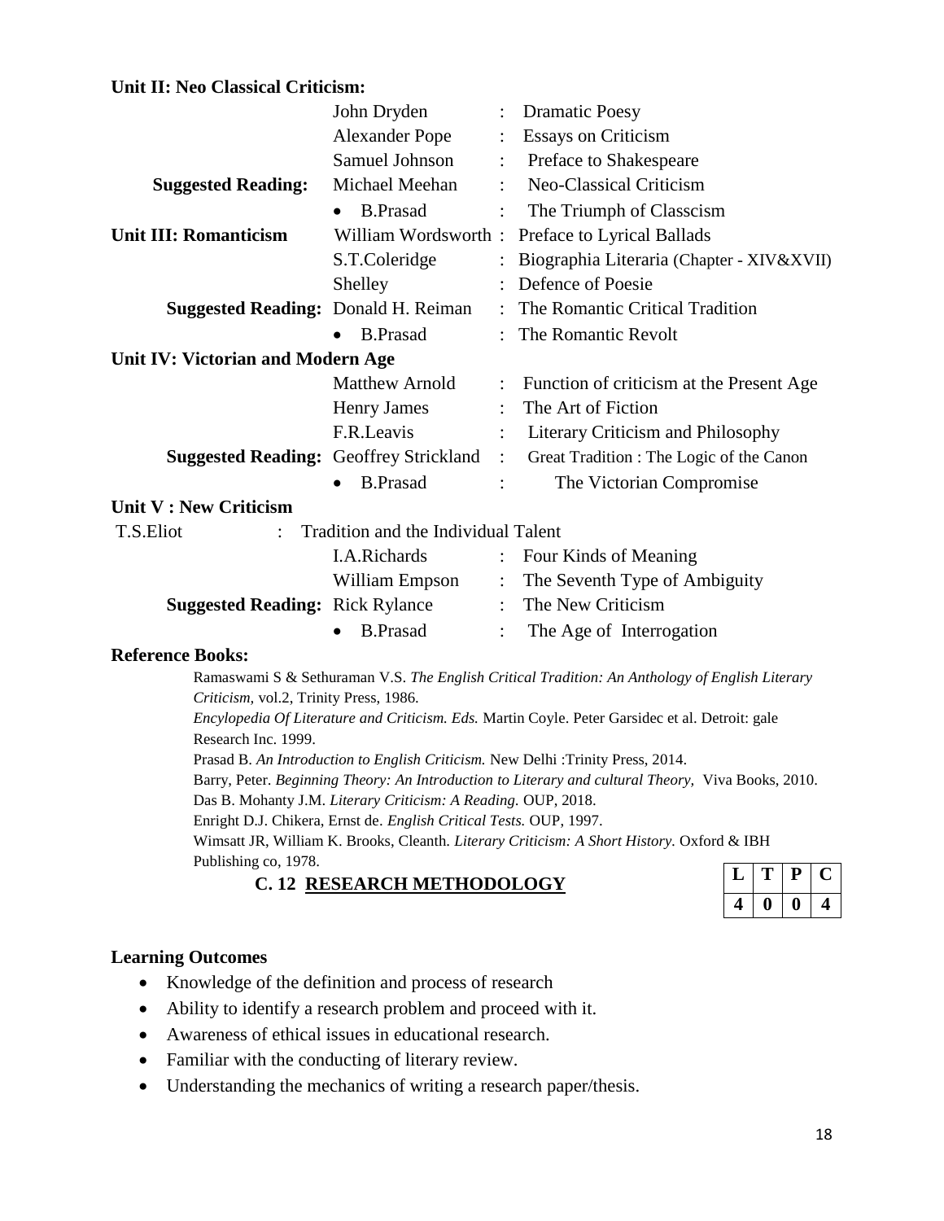**Unit II: Neo Classical Criticism:**

| | | |
|---|---|---|
| | John Dryden | : Dramatic Poesy |
| | Alexander Pope | : Essays on Criticism |
| | Samuel Johnson | : Preface to Shakespeare |
| **Suggested Reading:** | Michael Meehan | : Neo-Classical Criticism |
| | • B.Prasad | : The Triumph of Classcism |
| **Unit III: Romanticism** | William Wordsworth | : Preface to Lyrical Ballads |
| | S.T.Coleridge | : Biographia Literaria (Chapter - XIV&XVII) |
| | Shelley | : Defence of Poesie |
| **Suggested Reading:** | Donald H. Reiman | : The Romantic Critical Tradition |
| | • B.Prasad | : The Romantic Revolt |

**Unit IV: Victorian and Modern Age**

| | | |
|---|---|---|
| | Matthew Arnold | : Function of criticism at the Present Age |
| | Henry James | : The Art of Fiction |
| | F.R.Leavis | : Literary Criticism and Philosophy |
| **Suggested Reading:** | Geoffrey Strickland | : Great Tradition : The Logic of the Canon |
| | • B.Prasad | : The Victorian Compromise |

**Unit V : New Criticism**

| | | |
|---|---|---|
| T.S.Eliot | : Tradition and the Individual Talent | |
| | I.A.Richards | : Four Kinds of Meaning |
| | William Empson | : The Seventh Type of Ambiguity |
| **Suggested Reading:** | Rick Rylance | : The New Criticism |
| | • B.Prasad | : The Age of Interrogation |

**Reference Books:**

Ramaswami S & Sethuraman V.S. *The English Critical Tradition: An Anthology of English Literary Criticism,* vol.2, Trinity Press, 1986.

*Encylopedia Of Literature and Criticism. Eds.* Martin Coyle. Peter Garsidec et al. Detroit: gale Research Inc. 1999.

Prasad B. *An Introduction to English Criticism.* New Delhi :Trinity Press, 2014.

Barry, Peter. *Beginning Theory: An Introduction to Literary and cultural Theory,* Viva Books, 2010.

Das B. Mohanty J.M. *Literary Criticism: A Reading.* OUP, 2018.

Enright D.J. Chikera, Ernst de. *English Critical Tests.* OUP, 1997.

Wimsatt JR, William K. Brooks, Cleanth. *Literary Criticism: A Short History.* Oxford & IBH Publishing co, 1978.

## C. 12 RESEARCH METHODOLOGY

| L | T | P | C |
|---|---|---|---|
| 4 | 0 | 0 | 4 |

**Learning Outcomes**

- Knowledge of the definition and process of research
- Ability to identify a research problem and proceed with it.
- Awareness of ethical issues in educational research.
- Familiar with the conducting of literary review.
- Understanding the mechanics of writing a research paper/thesis.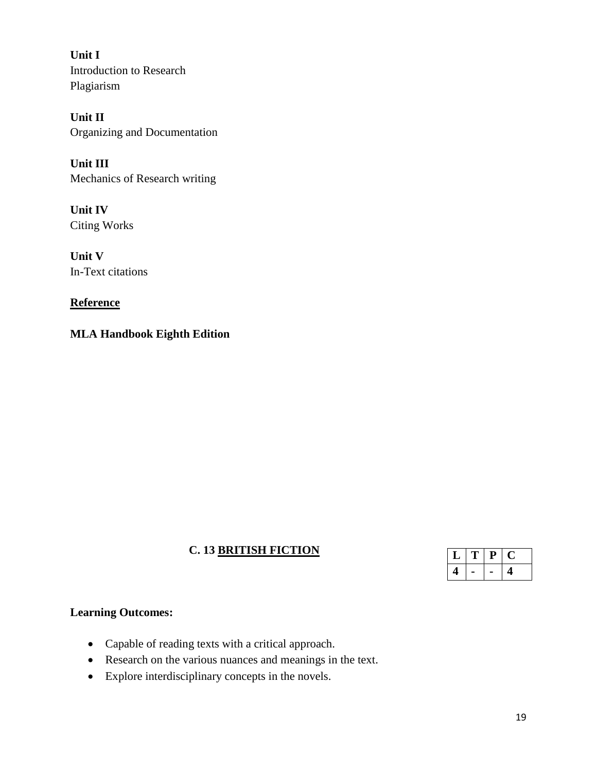**Unit I**
Introduction to Research
Plagiarism

**Unit II**
Organizing and Documentation

**Unit III**
Mechanics of Research writing

**Unit IV**
Citing Works

**Unit V**
In-Text citations

**Reference**

**MLA Handbook Eighth Edition**

## C. 13 BRITISH FICTION

| L | T | P | C |
|---|---|---|---|
| 4 | - | - | 4 |

**Learning Outcomes:**

- Capable of reading texts with a critical approach.
- Research on the various nuances and meanings in the text.
- Explore interdisciplinary concepts in the novels.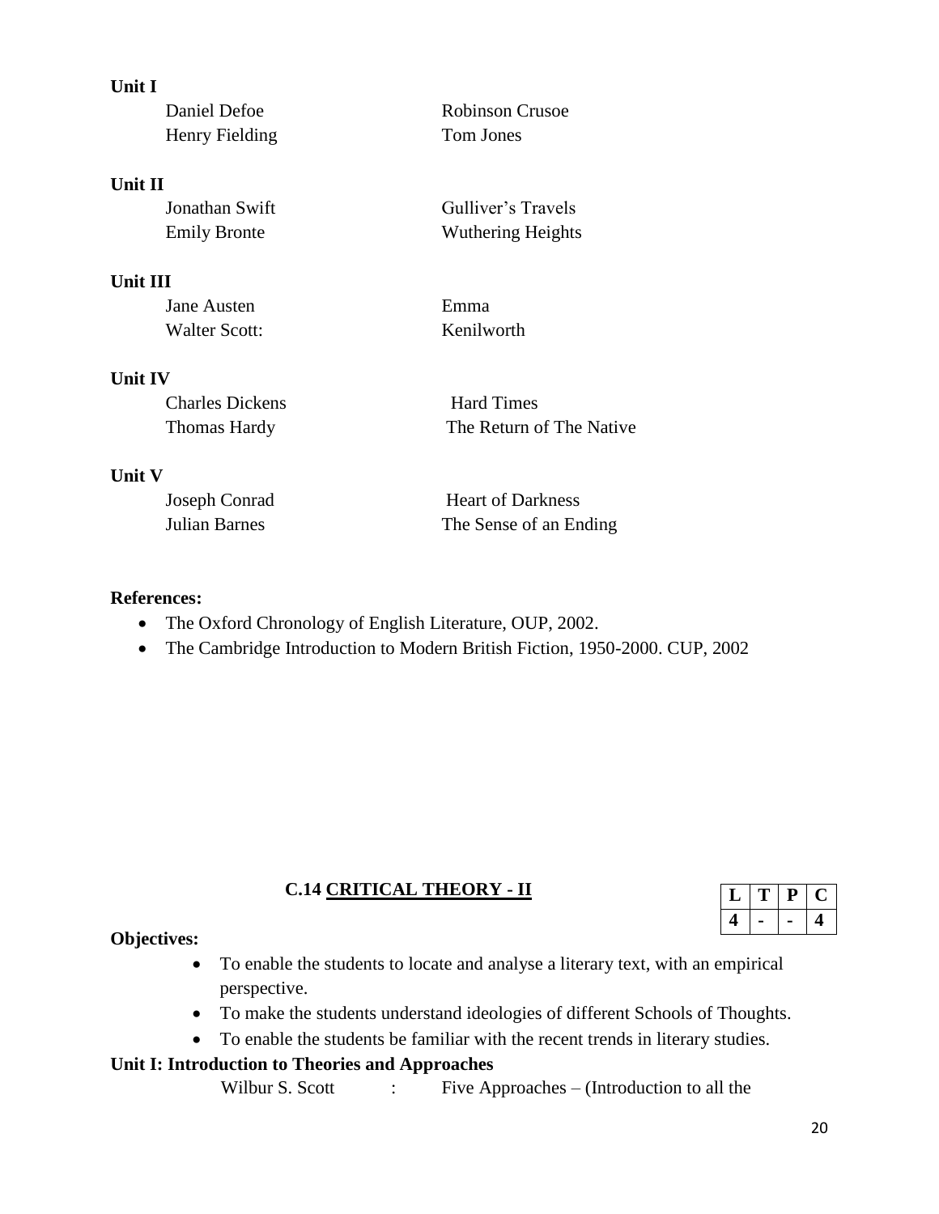**Unit I**

| | |
|---|---|
| Daniel Defoe | Robinson Crusoe |
| Henry Fielding | Tom Jones |

**Unit II**

| | |
|---|---|
| Jonathan Swift | Gulliver's Travels |
| Emily Bronte | Wuthering Heights |

**Unit III**

| | |
|---|---|
| Jane Austen | Emma |
| Walter Scott: | Kenilworth |

**Unit IV**

| | |
|---|---|
| Charles Dickens | Hard Times |
| Thomas Hardy | The Return of The Native |

**Unit V**

| | |
|---|---|
| Joseph Conrad | Heart of Darkness |
| Julian Barnes | The Sense of an Ending |

**References:**

- The Oxford Chronology of English Literature, OUP, 2002.
- The Cambridge Introduction to Modern British Fiction, 1950-2000. CUP, 2002

## C.14 CRITICAL THEORY - II

| L | T | P | C |
|---|---|---|---|
| 4 | - | - | 4 |

**Objectives:**

- To enable the students to locate and analyse a literary text, with an empirical perspective.
- To make the students understand ideologies of different Schools of Thoughts.
- To enable the students be familiar with the recent trends in literary studies.

**Unit I: Introduction to Theories and Approaches**

Wilbur S. Scott : Five Approaches – (Introduction to all the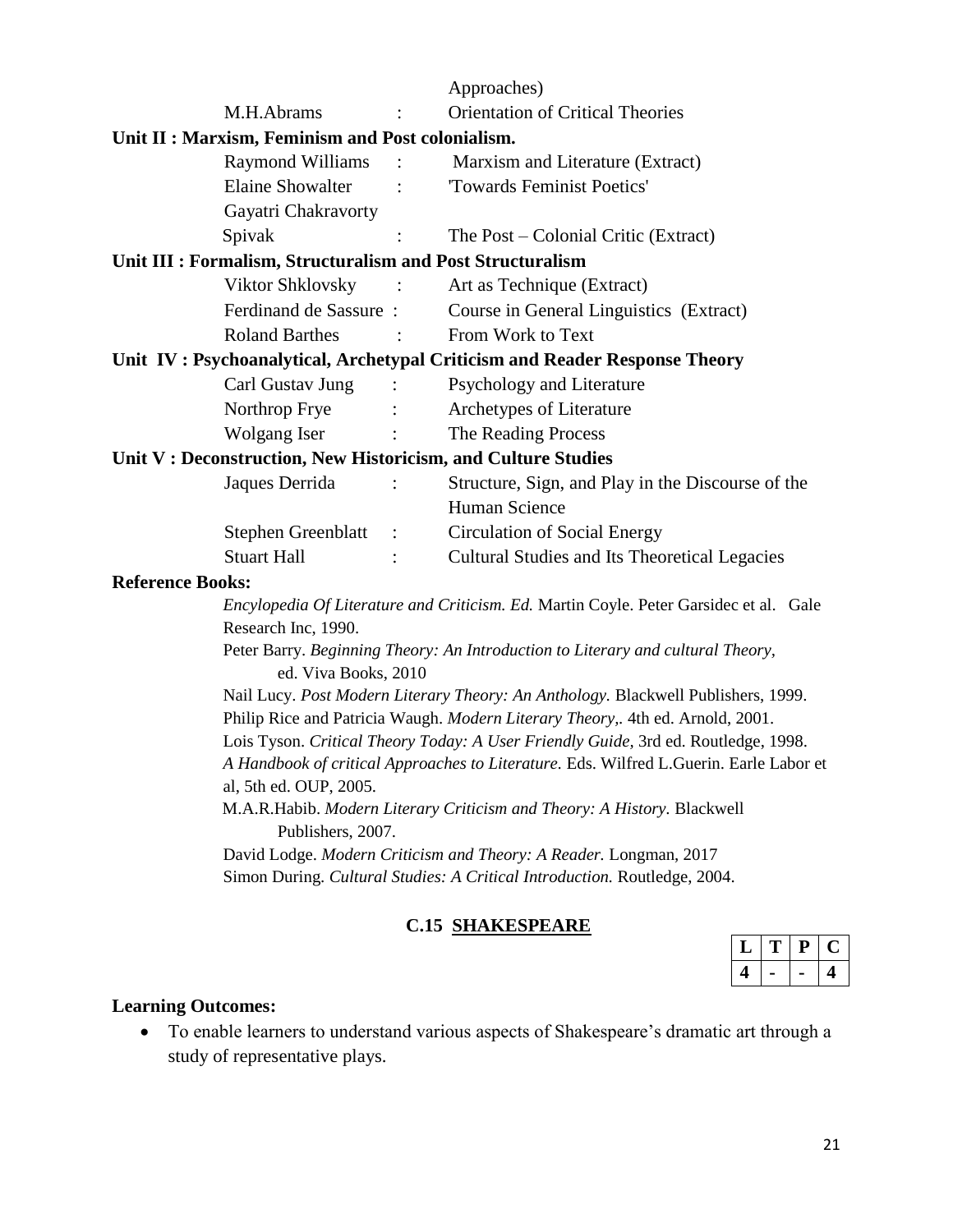Approaches)

M.H.Abrams : Orientation of Critical Theories

**Unit II : Marxism, Feminism and Post colonialism.**

Raymond Williams : Marxism and Literature (Extract)

Elaine Showalter : 'Towards Feminist Poetics'

Gayatri Chakravorty Spivak : The Post – Colonial Critic (Extract)

**Unit III : Formalism, Structuralism and Post Structuralism**

Viktor Shklovsky : Art as Technique (Extract)

Ferdinand de Sassure : Course in General Linguistics (Extract)

Roland Barthes : From Work to Text

**Unit IV : Psychoanalytical, Archetypal Criticism and Reader Response Theory**

Carl Gustav Jung : Psychology and Literature

Northrop Frye : Archetypes of Literature

Wolgang Iser : The Reading Process

**Unit V : Deconstruction, New Historicism, and Culture Studies**

Jaques Derrida : Structure, Sign, and Play in the Discourse of the Human Science

Stephen Greenblatt : Circulation of Social Energy

Stuart Hall : Cultural Studies and Its Theoretical Legacies

**Reference Books:**

*Encylopedia Of Literature and Criticism. Ed.* Martin Coyle. Peter Garsidec et al. Gale Research Inc, 1990.

Peter Barry. *Beginning Theory: An Introduction to Literary and cultural Theory,* ed. Viva Books, 2010

Nail Lucy. *Post Modern Literary Theory: An Anthology.* Blackwell Publishers, 1999.

Philip Rice and Patricia Waugh. *Modern Literary Theory,.* 4th ed. Arnold, 2001.

Lois Tyson. *Critical Theory Today: A User Friendly Guide,* 3rd ed. Routledge, 1998.

*A Handbook of critical Approaches to Literature.* Eds. Wilfred L.Guerin. Earle Labor et al, 5th ed. OUP, 2005.

M.A.R.Habib. *Modern Literary Criticism and Theory: A History.* Blackwell Publishers, 2007.

David Lodge. *Modern Criticism and Theory: A Reader.* Longman, 2017

Simon During. *Cultural Studies: A Critical Introduction.* Routledge, 2004.

## C.15 SHAKESPEARE

| L | T | P | C |
|---|---|---|---|
| 4 | - | - | 4 |

**Learning Outcomes:**

- To enable learners to understand various aspects of Shakespeare's dramatic art through a study of representative plays.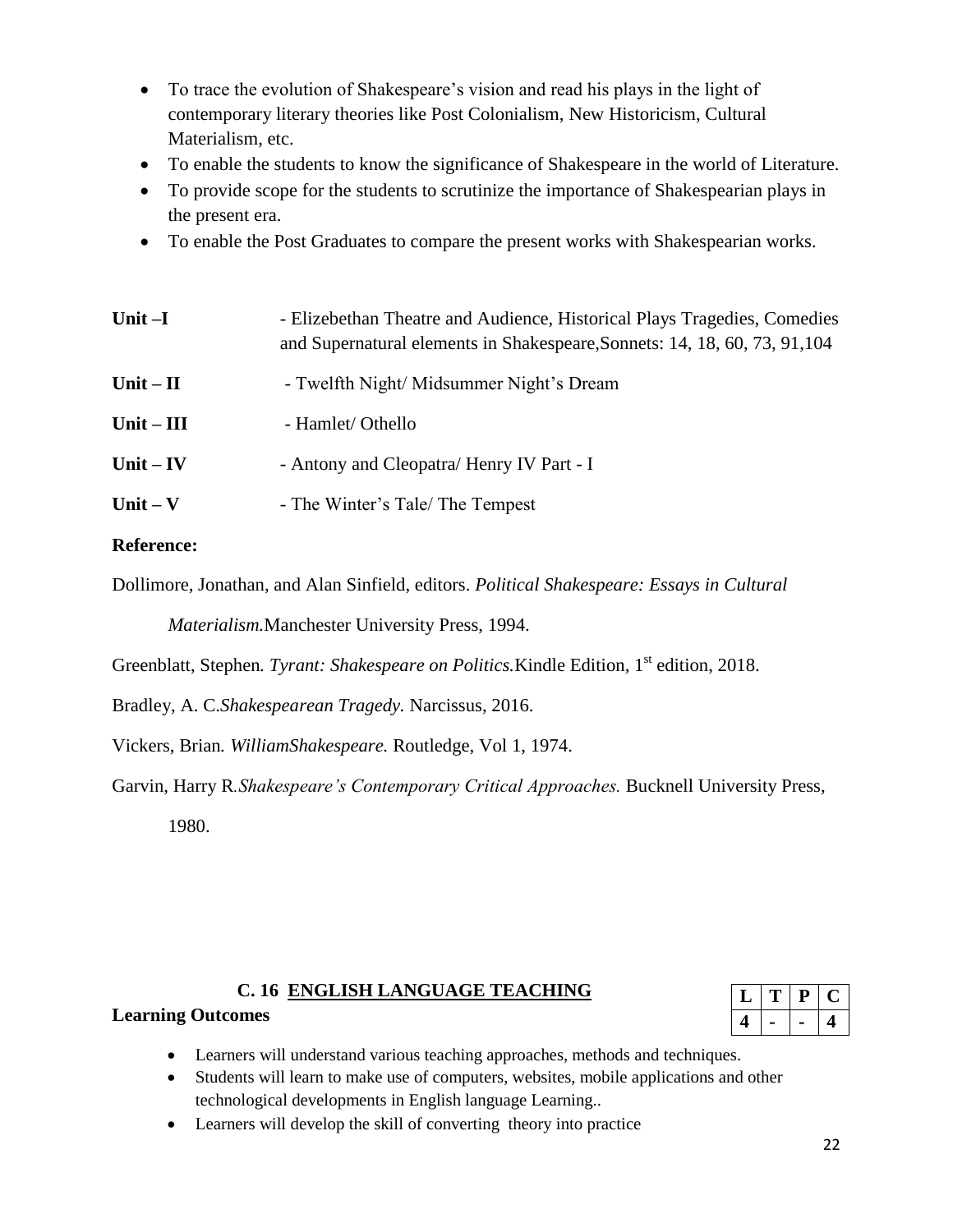- To trace the evolution of Shakespeare's vision and read his plays in the light of contemporary literary theories like Post Colonialism, New Historicism, Cultural Materialism, etc.
- To enable the students to know the significance of Shakespeare in the world of Literature.
- To provide scope for the students to scrutinize the importance of Shakespearian plays in the present era.
- To enable the Post Graduates to compare the present works with Shakespearian works.

**Unit –I** - Elizebethan Theatre and Audience, Historical Plays Tragedies, Comedies and Supernatural elements in Shakespeare,Sonnets: 14, 18, 60, 73, 91,104

**Unit – II** - Twelfth Night/ Midsummer Night's Dream

**Unit – III** - Hamlet/ Othello

**Unit – IV** - Antony and Cleopatra/ Henry IV Part - I

**Unit – V** - The Winter's Tale/ The Tempest

**Reference:**

Dollimore, Jonathan, and Alan Sinfield, editors. *Political Shakespeare: Essays in Cultural Materialism.*Manchester University Press, 1994.

Greenblatt, Stephen*. Tyrant: Shakespeare on Politics.*Kindle Edition, 1st edition, 2018.

Bradley, A. C.*Shakespearean Tragedy.* Narcissus, 2016.

Vickers, Brian*. WilliamShakespeare.* Routledge, Vol 1, 1974.

Garvin, Harry R*.Shakespeare's Contemporary Critical Approaches.* Bucknell University Press, 1980.

## C. 16 ENGLISH LANGUAGE TEACHING

| L | T | P | C |
|---|---|---|---|
| 4 | - | - | 4 |

**Learning Outcomes**

- Learners will understand various teaching approaches, methods and techniques.
- Students will learn to make use of computers, websites, mobile applications and other technological developments in English language Learning..
- Learners will develop the skill of converting theory into practice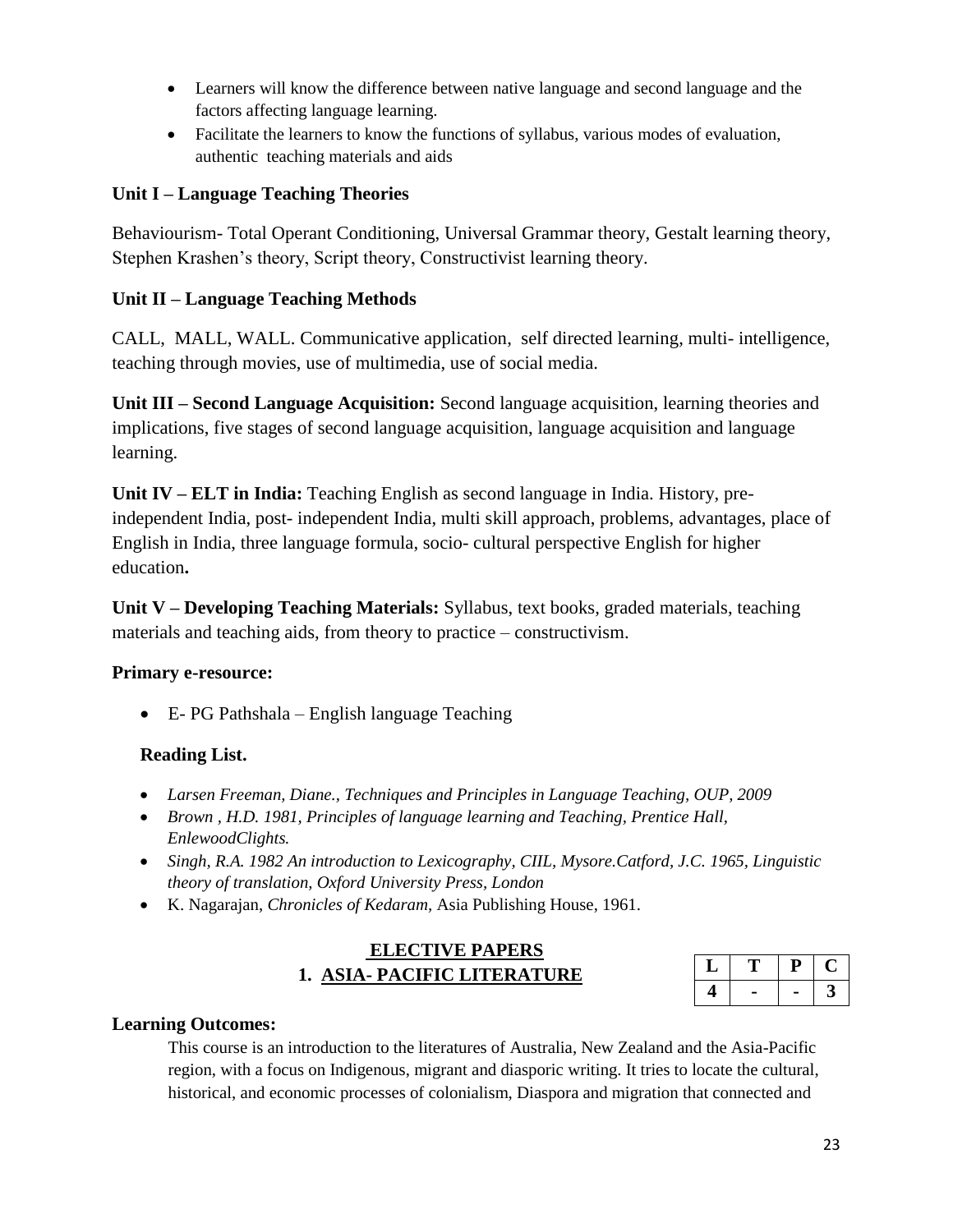- Learners will know the difference between native language and second language and the factors affecting language learning.
- Facilitate the learners to know the functions of syllabus, various modes of evaluation, authentic teaching materials and aids

**Unit I – Language Teaching Theories**

Behaviourism- Total Operant Conditioning, Universal Grammar theory, Gestalt learning theory, Stephen Krashen's theory, Script theory, Constructivist learning theory.

**Unit II – Language Teaching Methods**

CALL, MALL, WALL. Communicative application, self directed learning, multi- intelligence, teaching through movies, use of multimedia, use of social media.

**Unit III – Second Language Acquisition:** Second language acquisition, learning theories and implications, five stages of second language acquisition, language acquisition and language learning.

**Unit IV – ELT in India:** Teaching English as second language in India. History, pre-independent India, post- independent India, multi skill approach, problems, advantages, place of English in India, three language formula, socio- cultural perspective English for higher education**.**

**Unit V – Developing Teaching Materials:** Syllabus, text books, graded materials, teaching materials and teaching aids, from theory to practice – constructivism.

**Primary e-resource:**

- E- PG Pathshala – English language Teaching

**Reading List.**

- *Larsen Freeman, Diane., Techniques and Principles in Language Teaching, OUP, 2009*
- *Brown , H.D. 1981, Principles of language learning and Teaching, Prentice Hall, EnlewoodClights.*
- *Singh, R.A. 1982 An introduction to Lexicography, CIIL, Mysore.Catford, J.C. 1965, Linguistic theory of translation, Oxford University Press, London*
- K. Nagarajan, *Chronicles of Kedaram,* Asia Publishing House, 1961.

## ELECTIVE PAPERS

### 1. ASIA- PACIFIC LITERATURE

| L | T | P | C |
|---|---|---|---|
| 4 | - | - | 3 |

**Learning Outcomes:**

This course is an introduction to the literatures of Australia, New Zealand and the Asia-Pacific region, with a focus on Indigenous, migrant and diasporic writing. It tries to locate the cultural, historical, and economic processes of colonialism, Diaspora and migration that connected and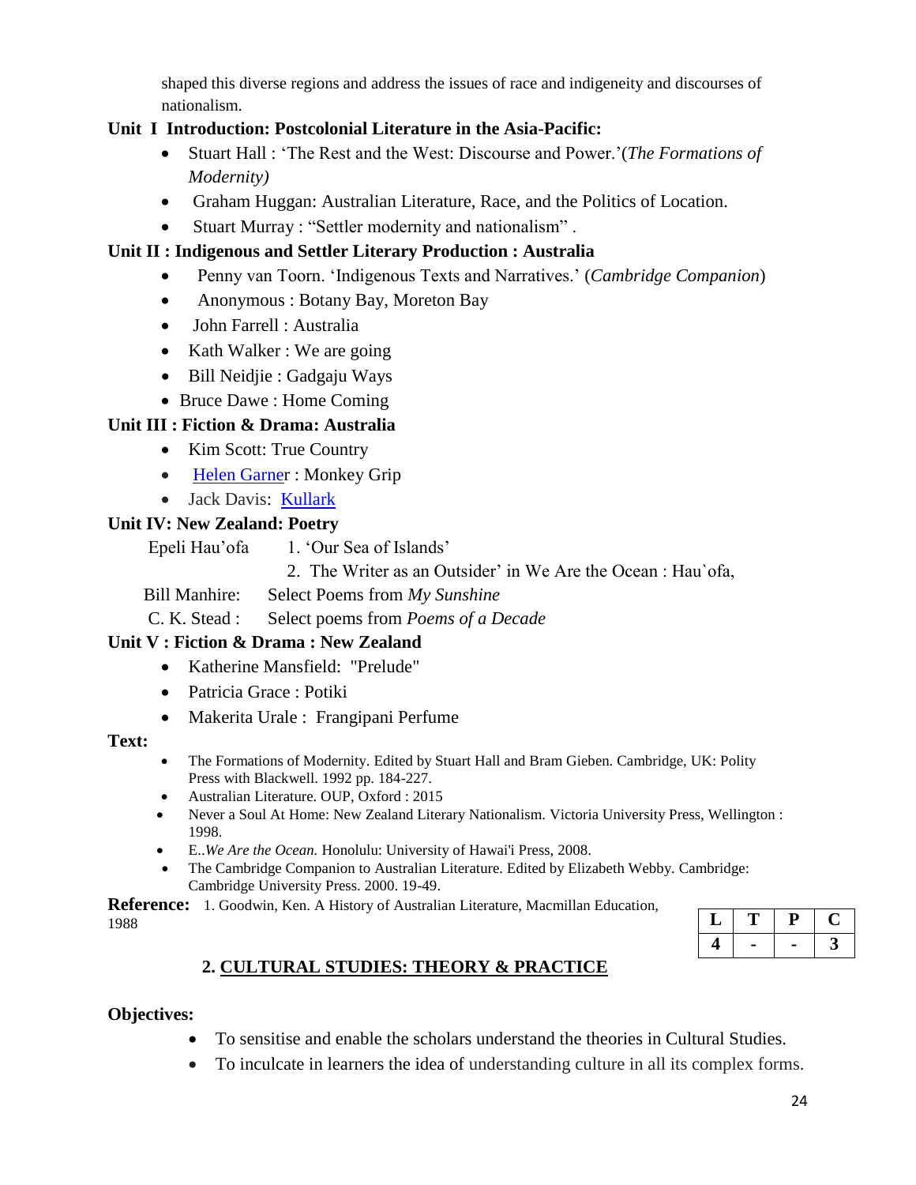shaped this diverse regions and address the issues of race and indigeneity and discourses of nationalism.

**Unit I Introduction: Postcolonial Literature in the Asia-Pacific:**

- Stuart Hall : 'The Rest and the West: Discourse and Power.'(*The Formations of Modernity)*
- Graham Huggan: Australian Literature, Race, and the Politics of Location.
- Stuart Murray : "Settler modernity and nationalism" .

**Unit II : Indigenous and Settler Literary Production : Australia**

- Penny van Toorn. 'Indigenous Texts and Narratives.' (*Cambridge Companion*)
- Anonymous : Botany Bay, Moreton Bay
- John Farrell : Australia
- Kath Walker : We are going
- Bill Neidjie : Gadgaju Ways
- Bruce Dawe : Home Coming

**Unit III : Fiction & Drama: Australia**

- Kim Scott: True Country
- Helen Garner : Monkey Grip
- Jack Davis: Kullark

**Unit IV: New Zealand: Poetry**

Epeli Hau'ofa 1. 'Our Sea of Islands'

2. The Writer as an Outsider' in We Are the Ocean : Hau`ofa,

Bill Manhire: Select Poems from *My Sunshine*

C. K. Stead : Select poems from *Poems of a Decade*

**Unit V : Fiction & Drama : New Zealand**

- Katherine Mansfield: "Prelude"
- Patricia Grace : Potiki
- Makerita Urale : Frangipani Perfume

**Text:**

- The Formations of Modernity. Edited by Stuart Hall and Bram Gieben. Cambridge, UK: Polity Press with Blackwell. 1992 pp. 184-227.
- Australian Literature. OUP, Oxford : 2015
- Never a Soul At Home: New Zealand Literary Nationalism. Victoria University Press, Wellington : 1998.
- E..*We Are the Ocean.* Honolulu: University of Hawai'i Press, 2008.
- The Cambridge Companion to Australian Literature. Edited by Elizabeth Webby. Cambridge: Cambridge University Press. 2000. 19-49.

**Reference:** 1. Goodwin, Ken. A History of Australian Literature, Macmillan Education, 1988

| L | T | P | C |
|---|---|---|---|
| 4 | - | - | 3 |

## 2. CULTURAL STUDIES: THEORY & PRACTICE

**Objectives:**

- To sensitise and enable the scholars understand the theories in Cultural Studies.
- To inculcate in learners the idea of understanding culture in all its complex forms.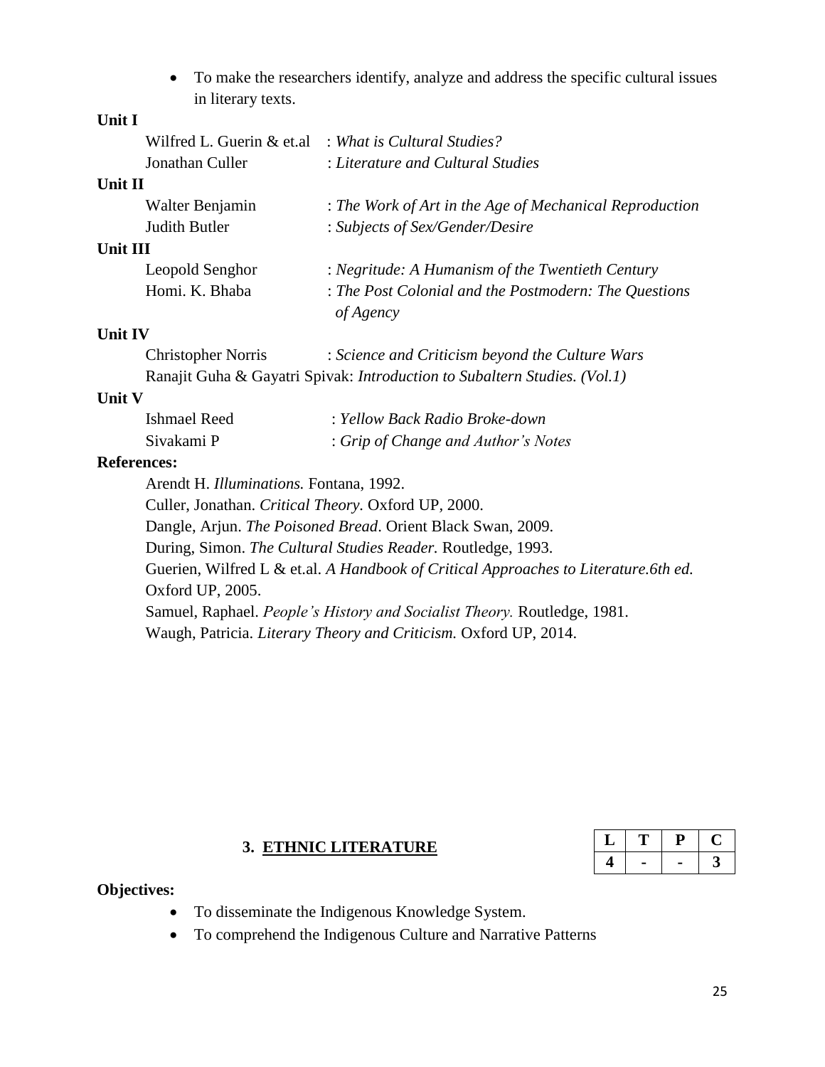- To make the researchers identify, analyze and address the specific cultural issues in literary texts.

**Unit I**

Wilfred L. Guerin & et.al : *What is Cultural Studies?*
Jonathan Culler : *Literature and Cultural Studies*

**Unit II**

Walter Benjamin : *The Work of Art in the Age of Mechanical Reproduction*
Judith Butler : *Subjects of Sex/Gender/Desire*

**Unit III**

Leopold Senghor : *Negritude: A Humanism of the Twentieth Century*
Homi. K. Bhaba : *The Post Colonial and the Postmodern: The Questions of Agency*

**Unit IV**

Christopher Norris : *Science and Criticism beyond the Culture Wars*
Ranajit Guha & Gayatri Spivak: *Introduction to Subaltern Studies. (Vol.1)*

**Unit V**

Ishmael Reed : *Yellow Back Radio Broke-down*
Sivakami P : *Grip of Change and Author's Notes*

**References:**

Arendt H. *Illuminations.* Fontana, 1992.
Culler, Jonathan. *Critical Theory.* Oxford UP, 2000.
Dangle, Arjun. *The Poisoned Bread*. Orient Black Swan, 2009.
During, Simon. *The Cultural Studies Reader.* Routledge, 1993.
Guerien, Wilfred L & et.al. *A Handbook of Critical Approaches to Literature.6th ed.* Oxford UP, 2005.
Samuel, Raphael. *People's History and Socialist Theory.* Routledge, 1981.
Waugh, Patricia. *Literary Theory and Criticism.* Oxford UP, 2014.

## 3. ETHNIC LITERATURE

| L | T | P | C |
|---|---|---|---|
| 4 | - | - | 3 |

**Objectives:**

- To disseminate the Indigenous Knowledge System.
- To comprehend the Indigenous Culture and Narrative Patterns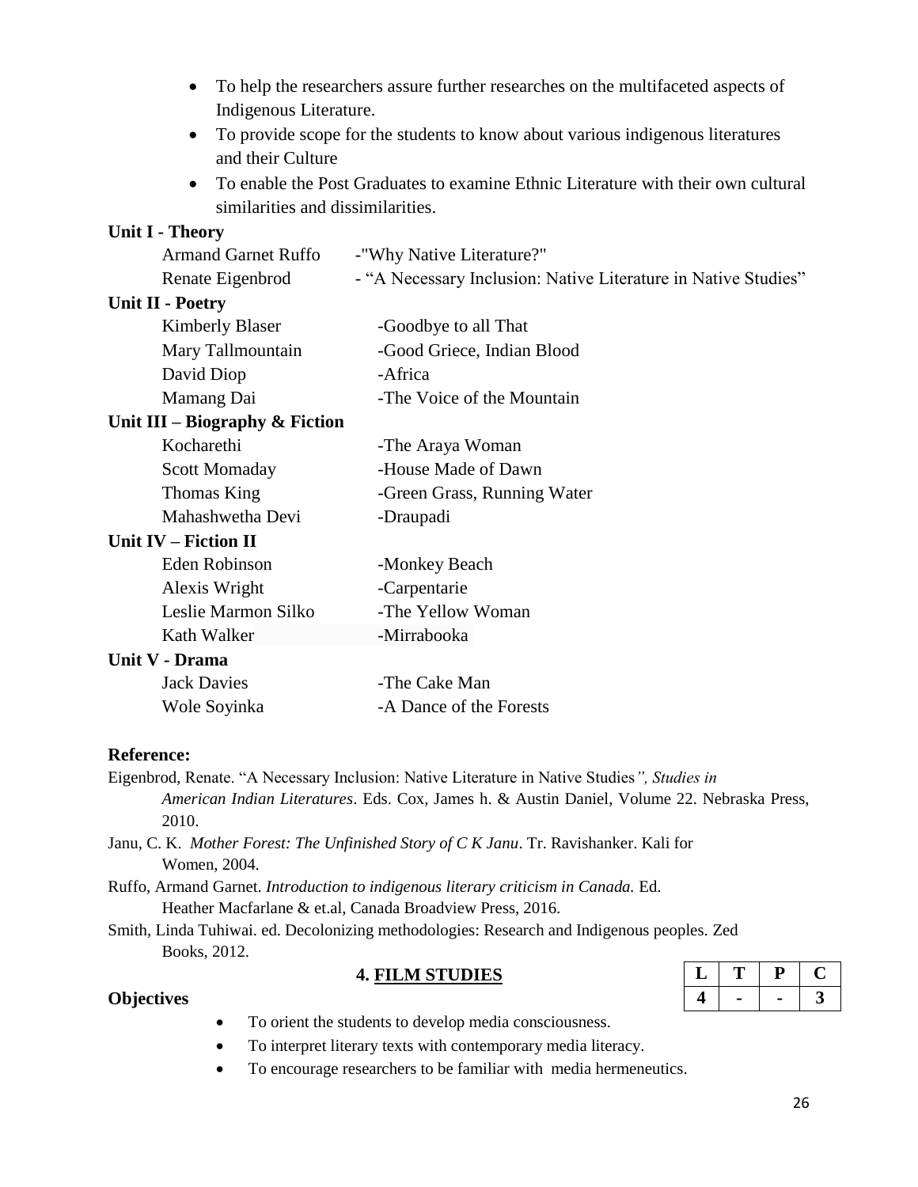- To help the researchers assure further researches on the multifaceted aspects of Indigenous Literature.
- To provide scope for the students to know about various indigenous literatures and their Culture
- To enable the Post Graduates to examine Ethnic Literature with their own cultural similarities and dissimilarities.

**Unit I - Theory**

| | |
|---|---|
| Armand Garnet Ruffo | -"Why Native Literature?" |
| Renate Eigenbrod | - "A Necessary Inclusion: Native Literature in Native Studies" |

**Unit II - Poetry**

| | |
|---|---|
| Kimberly Blaser | -Goodbye to all That |
| Mary Tallmountain | -Good Griece, Indian Blood |
| David Diop | -Africa |
| Mamang Dai | -The Voice of the Mountain |

**Unit III – Biography & Fiction**

| | |
|---|---|
| Kocharethi | -The Araya Woman |
| Scott Momaday | -House Made of Dawn |
| Thomas King | -Green Grass, Running Water |
| Mahashwetha Devi | -Draupadi |

**Unit IV – Fiction II**

| | |
|---|---|
| Eden Robinson | -Monkey Beach |
| Alexis Wright | -Carpentarie |
| Leslie Marmon Silko | -The Yellow Woman |
| Kath Walker | -Mirrabooka |

**Unit V - Drama**

| | |
|---|---|
| Jack Davies | -The Cake Man |
| Wole Soyinka | -A Dance of the Forests |

**Reference:**

Eigenbrod, Renate. "A Necessary Inclusion: Native Literature in Native Studies*", Studies in American Indian Literatures*. Eds. Cox, James h. & Austin Daniel, Volume 22. Nebraska Press, 2010.

Janu, C. K. *Mother Forest: The Unfinished Story of C K Janu*. Tr. Ravishanker. Kali for Women, 2004.

Ruffo, Armand Garnet. *Introduction to indigenous literary criticism in Canada.* Ed. Heather Macfarlane & et.al, Canada Broadview Press, 2016.

Smith, Linda Tuhiwai. ed. Decolonizing methodologies: Research and Indigenous peoples. Zed Books, 2012.

## 4. FILM STUDIES

| L | T | P | C |
|---|---|---|---|
| 4 | - | - | 3 |

**Objectives**

- To orient the students to develop media consciousness.
- To interpret literary texts with contemporary media literacy.
- To encourage researchers to be familiar with media hermeneutics.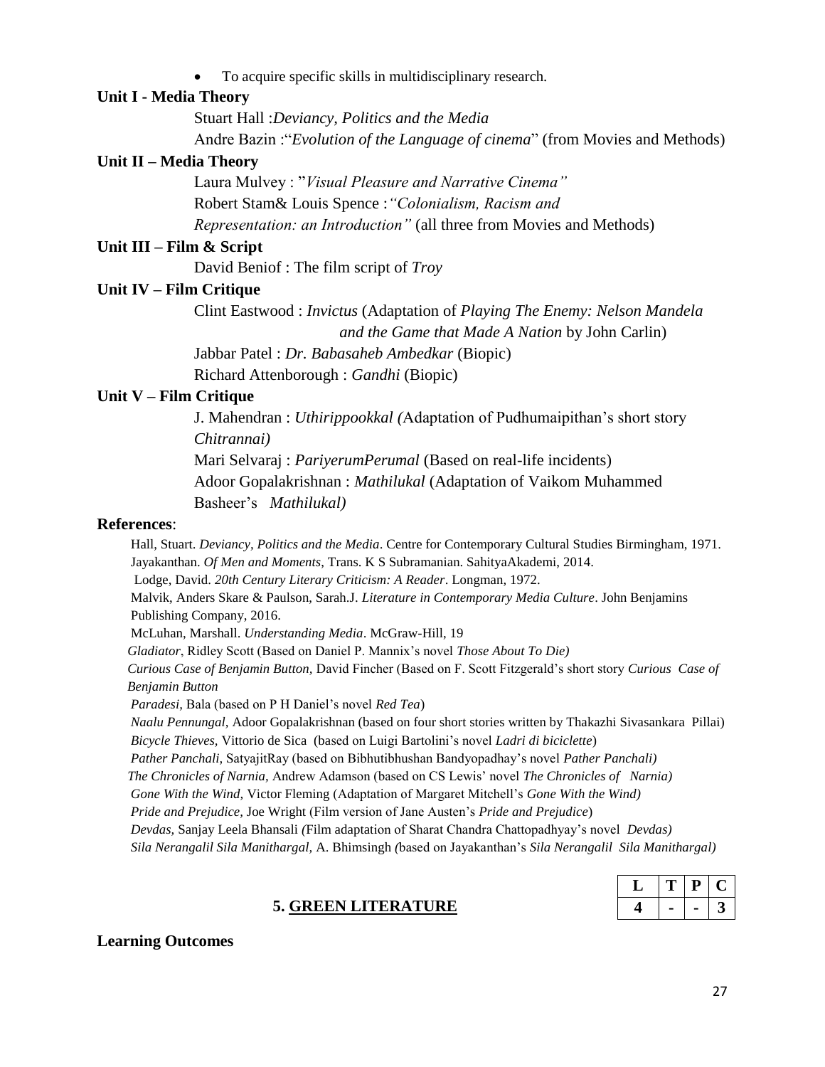- To acquire specific skills in multidisciplinary research.

**Unit I - Media Theory**

Stuart Hall :*Deviancy, Politics and the Media*

Andre Bazin :"*Evolution of the Language of cinema*" (from Movies and Methods)

**Unit II – Media Theory**

Laura Mulvey : "*Visual Pleasure and Narrative Cinema"*

Robert Stam& Louis Spence :*"Colonialism, Racism and Representation: an Introduction"* (all three from Movies and Methods)

**Unit III – Film & Script**

David Beniof : The film script of *Troy*

**Unit IV – Film Critique**

Clint Eastwood : *Invictus* (Adaptation of *Playing The Enemy: Nelson Mandela and the Game that Made A Nation* by John Carlin)

Jabbar Patel : *Dr. Babasaheb Ambedkar* (Biopic)

Richard Attenborough : *Gandhi* (Biopic)

**Unit V – Film Critique**

J. Mahendran : *Uthirippookkal (*Adaptation of Pudhumaipithan's short story *Chitrannai)*

Mari Selvaraj : *PariyerumPerumal* (Based on real-life incidents)

Adoor Gopalakrishnan : *Mathilukal* (Adaptation of Vaikom Muhammed Basheer's *Mathilukal)*

**References**:

Hall, Stuart. *Deviancy, Politics and the Media*. Centre for Contemporary Cultural Studies Birmingham, 1971.

Jayakanthan. *Of Men and Moments*, Trans. K S Subramanian. SahityaAkademi, 2014.

Lodge, David. *20th Century Literary Criticism: A Reader*. Longman, 1972.

Malvik, Anders Skare & Paulson, Sarah.J. *Literature in Contemporary Media Culture*. John Benjamins Publishing Company, 2016.

McLuhan, Marshall. *Understanding Media*. McGraw-Hill, 19

*Gladiator*, Ridley Scott (Based on Daniel P. Mannix's novel *Those About To Die)*

*Curious Case of Benjamin Button,* David Fincher (Based on F. Scott Fitzgerald's short story *Curious Case of Benjamin Button*

*Paradesi,* Bala (based on P H Daniel's novel *Red Tea*)

*Naalu Pennungal,* Adoor Gopalakrishnan (based on four short stories written by Thakazhi Sivasankara Pillai)

*Bicycle Thieves,* Vittorio de Sica (based on Luigi Bartolini's novel *Ladri di biciclette*)

*Pather Panchali,* SatyajitRay (based on Bibhutibhushan Bandyopadhay's novel *Pather Panchali)*

*The Chronicles of Narnia,* Andrew Adamson (based on CS Lewis' novel *The Chronicles of Narnia)*

*Gone With the Wind,* Victor Fleming (Adaptation of Margaret Mitchell's *Gone With the Wind)*

*Pride and Prejudice,* Joe Wright (Film version of Jane Austen's *Pride and Prejudice*)

*Devdas,* Sanjay Leela Bhansali *(*Film adaptation of Sharat Chandra Chattopadhyay's novel *Devdas)*

*Sila Nerangalil Sila Manithargal,* A. Bhimsingh *(*based on Jayakanthan's *Sila Nerangalil Sila Manithargal)*

## 5. GREEN LITERATURE

| L | T | P | C |
|---|---|---|---|
| 4 | - | - | 3 |

**Learning Outcomes**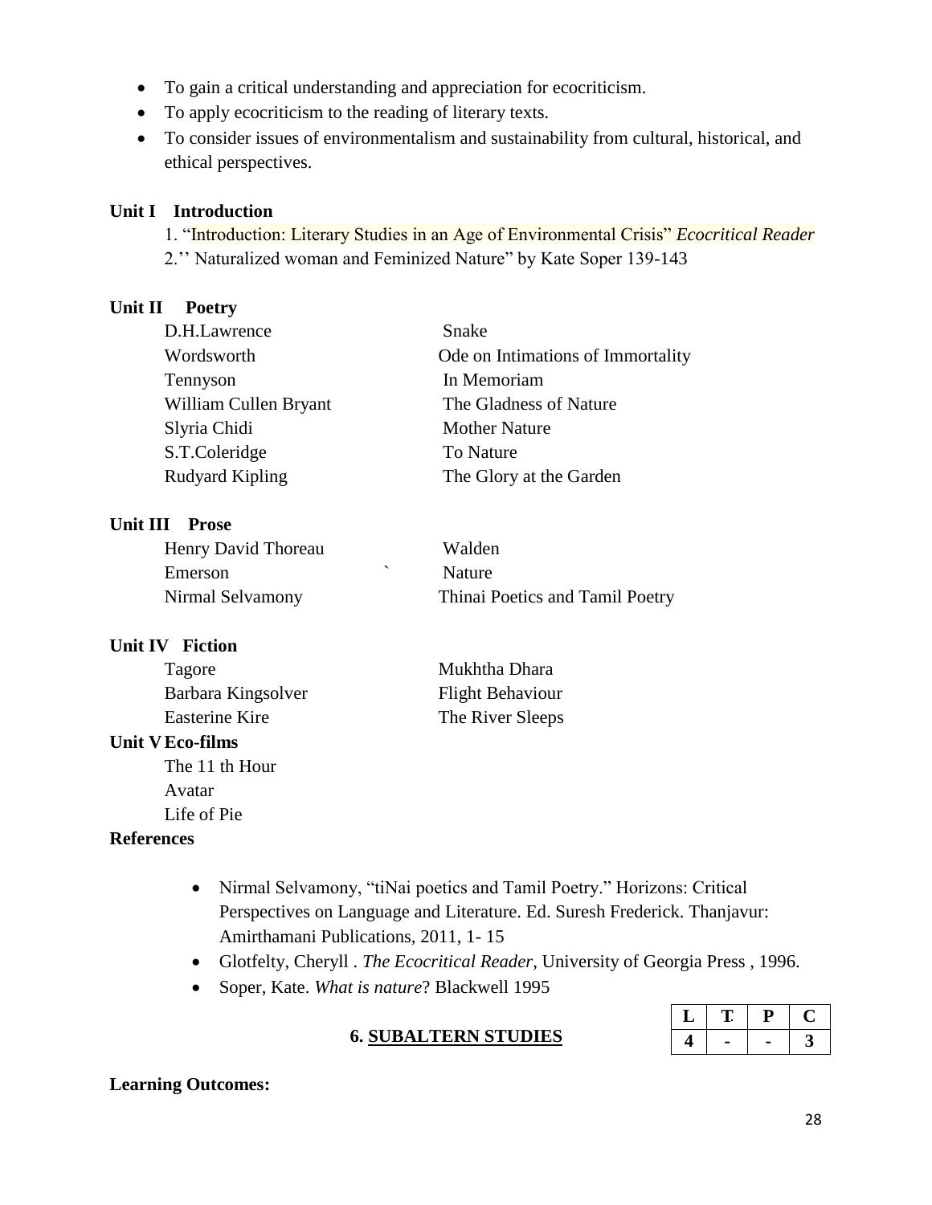- To gain a critical understanding and appreciation for ecocriticism.
- To apply ecocriticism to the reading of literary texts.
- To consider issues of environmentalism and sustainability from cultural, historical, and ethical perspectives.

**Unit I Introduction**

1. "Introduction: Literary Studies in an Age of Environmental Crisis" *Ecocritical Reader*
2.'' Naturalized woman and Feminized Nature" by Kate Soper 139-143

**Unit II Poetry**

| | |
|---|---|
| D.H.Lawrence | Snake |
| Wordsworth | Ode on Intimations of Immortality |
| Tennyson | In Memoriam |
| William Cullen Bryant | The Gladness of Nature |
| Slyria Chidi | Mother Nature |
| S.T.Coleridge | To Nature |
| Rudyard Kipling | The Glory at the Garden |

**Unit III Prose**

| | |
|---|---|
| Henry David Thoreau | Walden |
| Emerson ` | Nature |
| Nirmal Selvamony | Thinai Poetics and Tamil Poetry |

**Unit IV Fiction**

| | |
|---|---|
| Tagore | Mukhtha Dhara |
| Barbara Kingsolver | Flight Behaviour |
| Easterine Kire | The River Sleeps |

**Unit V Eco-films**

The 11 th Hour
Avatar
Life of Pie

**References**

- Nirmal Selvamony, "tiNai poetics and Tamil Poetry." Horizons: Critical Perspectives on Language and Literature. Ed. Suresh Frederick. Thanjavur: Amirthamani Publications, 2011, 1- 15
- Glotfelty, Cheryll . *The Ecocritical Reader*, University of Georgia Press , 1996.
- Soper, Kate. *What is nature*? Blackwell 1995

## 6. SUBALTERN STUDIES

| L | T | P | C |
|---|---|---|---|
| 4 | - | - | 3 |

**Learning Outcomes:**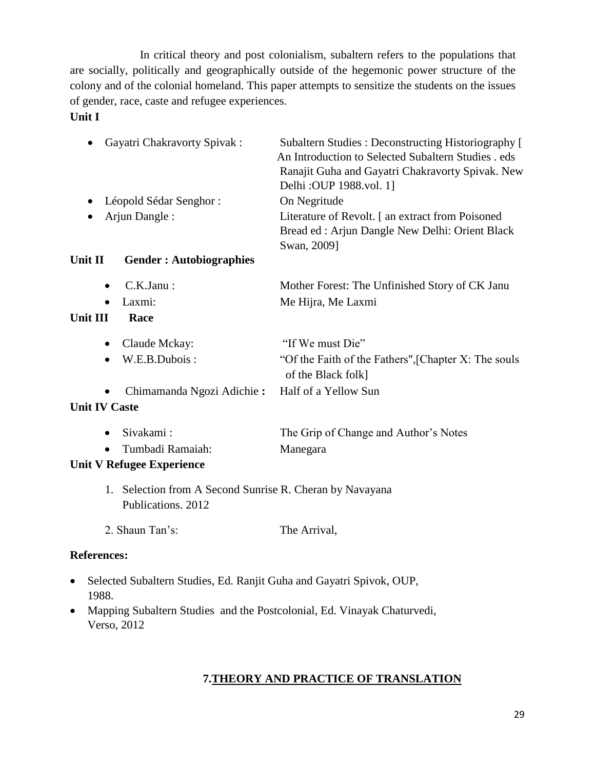In critical theory and post colonialism, subaltern refers to the populations that are socially, politically and geographically outside of the hegemonic power structure of the colony and of the colonial homeland. This paper attempts to sensitize the students on the issues of gender, race, caste and refugee experiences.

**Unit I**

- Gayatri Chakravorty Spivak : Subaltern Studies : Deconstructing Historiography [ An Introduction to Selected Subaltern Studies . eds Ranajit Guha and Gayatri Chakravorty Spivak. New Delhi :OUP 1988.vol. 1]
- Léopold Sédar Senghor : On Negritude
- Arjun Dangle : Literature of Revolt. [ an extract from Poisoned Bread ed : Arjun Dangle New Delhi: Orient Black Swan, 2009]

**Unit II Gender : Autobiographies**

- C.K.Janu : Mother Forest: The Unfinished Story of CK Janu
- Laxmi: Me Hijra, Me Laxmi

**Unit III Race**

- Claude Mckay: "If We must Die"
- W.E.B.Dubois : "Of the Faith of the Fathers",[Chapter X: The souls of the Black folk]
- Chimamanda Ngozi Adichie **:** Half of a Yellow Sun

**Unit IV Caste**

- Sivakami : The Grip of Change and Author's Notes
- Tumbadi Ramaiah: Manegara

**Unit V Refugee Experience**

1. Selection from A Second Sunrise R. Cheran by Navayana Publications. 2012

2. Shaun Tan's: The Arrival,

**References:**

- Selected Subaltern Studies, Ed. Ranjit Guha and Gayatri Spivok, OUP, 1988.
- Mapping Subaltern Studies and the Postcolonial, Ed. Vinayak Chaturvedi, Verso, 2012

## 7.<u>THEORY AND PRACTICE OF TRANSLATION</u>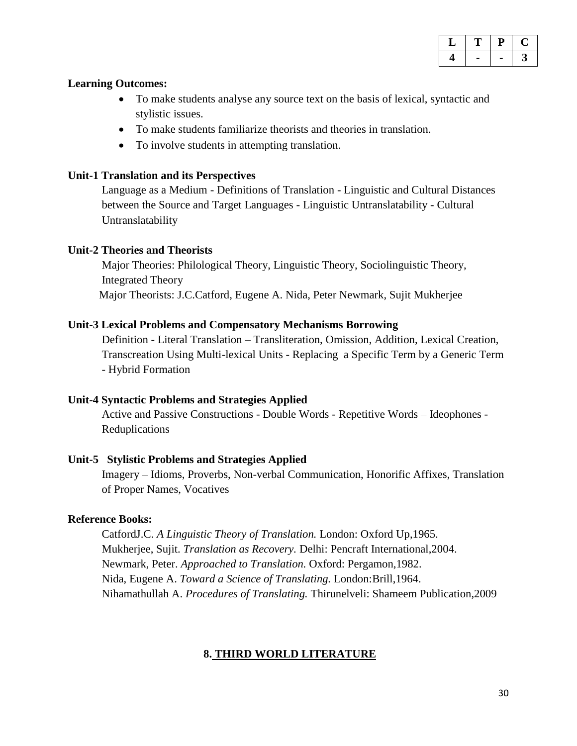| L | T | P | C |
|---|---|---|---|
| 4 | - | - | 3 |

**Learning Outcomes:**

- To make students analyse any source text on the basis of lexical, syntactic and stylistic issues.
- To make students familiarize theorists and theories in translation.
- To involve students in attempting translation.

**Unit-1 Translation and its Perspectives**

Language as a Medium - Definitions of Translation - Linguistic and Cultural Distances between the Source and Target Languages - Linguistic Untranslatability - Cultural Untranslatability

**Unit-2 Theories and Theorists**

Major Theories: Philological Theory, Linguistic Theory, Sociolinguistic Theory, Integrated Theory

Major Theorists: J.C.Catford, Eugene A. Nida, Peter Newmark, Sujit Mukherjee

**Unit-3 Lexical Problems and Compensatory Mechanisms Borrowing**

Definition - Literal Translation – Transliteration, Omission, Addition, Lexical Creation, Transcreation Using Multi-lexical Units - Replacing a Specific Term by a Generic Term - Hybrid Formation

**Unit-4 Syntactic Problems and Strategies Applied**

Active and Passive Constructions - Double Words - Repetitive Words – Ideophones - Reduplications

**Unit-5 Stylistic Problems and Strategies Applied**

Imagery – Idioms, Proverbs, Non-verbal Communication, Honorific Affixes, Translation of Proper Names, Vocatives

**Reference Books:**

CatfordJ.C. *A Linguistic Theory of Translation.* London: Oxford Up,1965.
Mukherjee, Sujit. *Translation as Recovery.* Delhi: Pencraft International,2004.
Newmark, Peter. *Approached to Translation.* Oxford: Pergamon,1982.
Nida, Eugene A. *Toward a Science of Translating.* London:Brill,1964.
Nihamathullah A. *Procedures of Translating.* Thirunelveli: Shameem Publication,2009

## 8. THIRD WORLD LITERATURE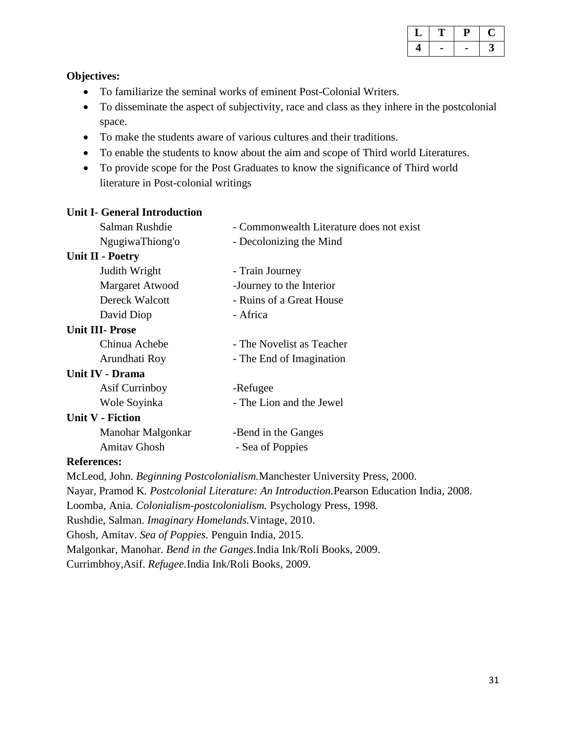| L | T | P | C |
|---|---|---|---|
| 4 | - | - | 3 |

**Objectives:**

- To familiarize the seminal works of eminent Post-Colonial Writers.
- To disseminate the aspect of subjectivity, race and class as they inhere in the postcolonial space.
- To make the students aware of various cultures and their traditions.
- To enable the students to know about the aim and scope of Third world Literatures.
- To provide scope for the Post Graduates to know the significance of Third world literature in Post-colonial writings

**Unit I- General Introduction**

Salman Rushdie - Commonwealth Literature does not exist
NgugiwaThiong'o - Decolonizing the Mind

**Unit II - Poetry**

Judith Wright - Train Journey
Margaret Atwood -Journey to the Interior
Dereck Walcott - Ruins of a Great House
David Diop - Africa

**Unit III- Prose**

Chinua Achebe - The Novelist as Teacher
Arundhati Roy - The End of Imagination

**Unit IV - Drama**

Asif Currinboy -Refugee
Wole Soyinka - The Lion and the Jewel

**Unit V - Fiction**

Manohar Malgonkar -Bend in the Ganges
Amitav Ghosh - Sea of Poppies

**References:**

McLeod, John. *Beginning Postcolonialism.*Manchester University Press, 2000.
Nayar, Pramod K. *Postcolonial Literature: An Introduction.*Pearson Education India, 2008.
Loomba, Ania. *Colonialism-postcolonialism.* Psychology Press, 1998.
Rushdie, Salman. *Imaginary Homelands.*Vintage, 2010.
Ghosh, Amitav. *Sea of Poppies.* Penguin India, 2015.
Malgonkar, Manohar. *Bend in the Ganges*.India Ink/Roli Books, 2009.
Currimbhoy,Asif. *Refugee.*India Ink/Roli Books, 2009.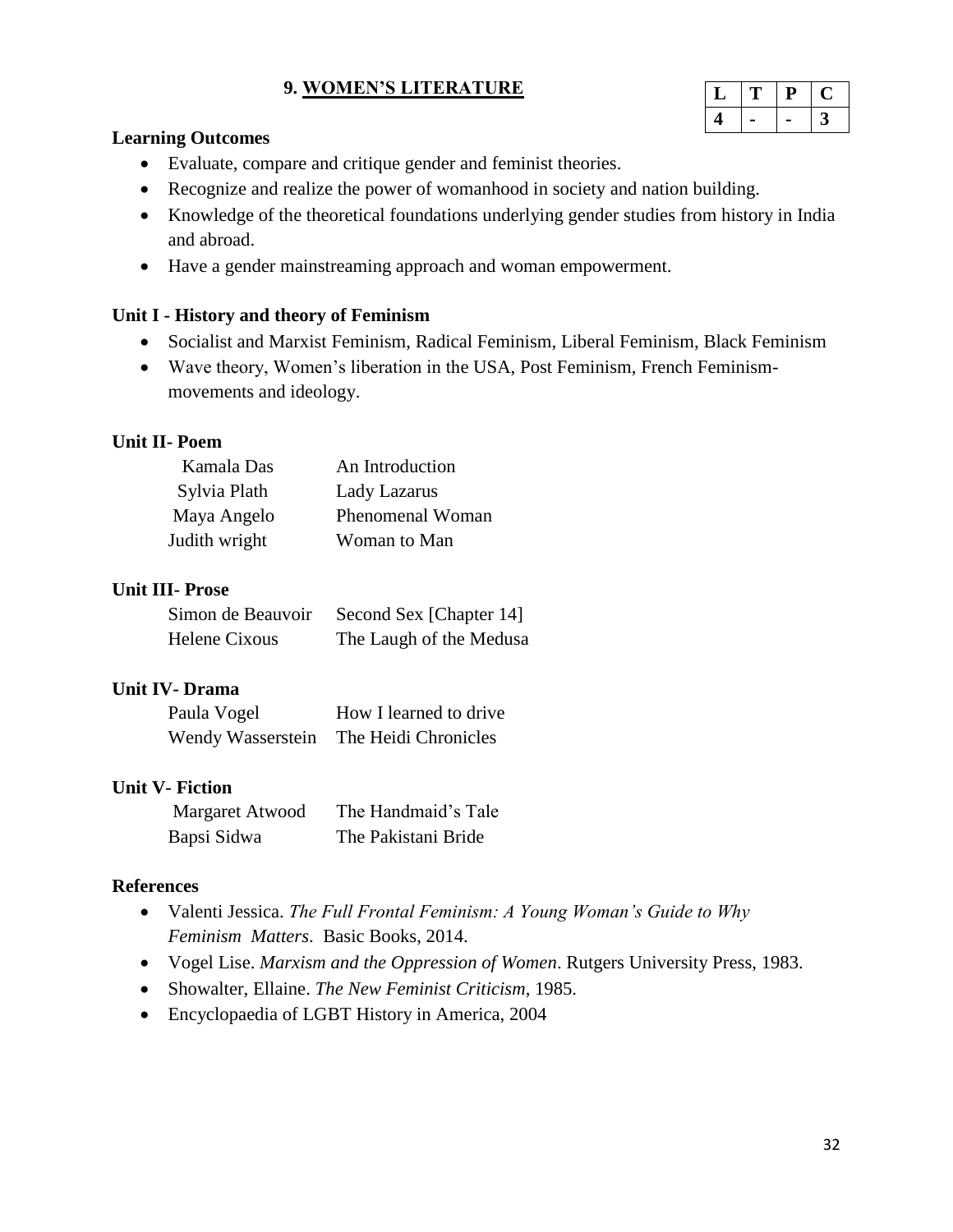## 9. WOMEN'S LITERATURE

| L | T | P | C |
|---|---|---|---|
| 4 | - | - | 3 |

### Learning Outcomes

- Evaluate, compare and critique gender and feminist theories.
- Recognize and realize the power of womanhood in society and nation building.
- Knowledge of the theoretical foundations underlying gender studies from history in India and abroad.
- Have a gender mainstreaming approach and woman empowerment.

### Unit I - History and theory of Feminism

- Socialist and Marxist Feminism, Radical Feminism, Liberal Feminism, Black Feminism
- Wave theory, Women's liberation in the USA, Post Feminism, French Feminism- movements and ideology.

### Unit II- Poem

| | |
|---|---|
| Kamala Das | An Introduction |
| Sylvia Plath | Lady Lazarus |
| Maya Angelo | Phenomenal Woman |
| Judith wright | Woman to Man |

### Unit III- Prose

| | |
|---|---|
| Simon de Beauvoir | Second Sex [Chapter 14] |
| Helene Cixous | The Laugh of the Medusa |

### Unit IV- Drama

| | |
|---|---|
| Paula Vogel | How I learned to drive |
| Wendy Wasserstein | The Heidi Chronicles |

### Unit V- Fiction

| | |
|---|---|
| Margaret Atwood | The Handmaid's Tale |
| Bapsi Sidwa | The Pakistani Bride |

### References

- Valenti Jessica. *The Full Frontal Feminism: A Young Woman's Guide to Why Feminism Matters*. Basic Books, 2014.
- Vogel Lise. *Marxism and the Oppression of Women*. Rutgers University Press, 1983.
- Showalter, Ellaine. *The New Feminist Criticism*, 1985.
- Encyclopaedia of LGBT History in America, 2004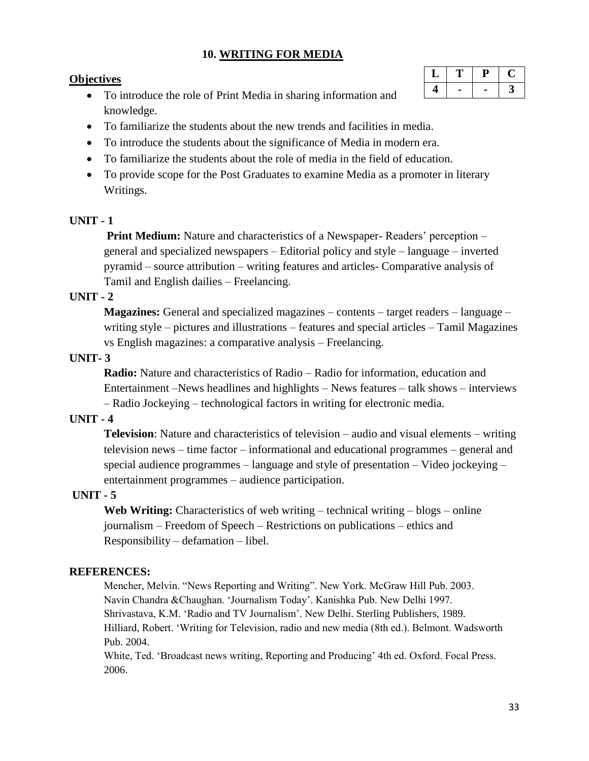# 10. WRITING FOR MEDIA

| L | T | P | C |
|---|---|---|---|
| 4 | - | - | 3 |

**Objectives**

- To introduce the role of Print Media in sharing information and knowledge.
- To familiarize the students about the new trends and facilities in media.
- To introduce the students about the significance of Media in modern era.
- To familiarize the students about the role of media in the field of education.
- To provide scope for the Post Graduates to examine Media as a promoter in literary Writings.

**UNIT - 1**

**Print Medium:** Nature and characteristics of a Newspaper- Readers' perception – general and specialized newspapers – Editorial policy and style – language – inverted pyramid – source attribution – writing features and articles- Comparative analysis of Tamil and English dailies – Freelancing.

**UNIT - 2**

**Magazines:** General and specialized magazines – contents – target readers – language – writing style – pictures and illustrations – features and special articles – Tamil Magazines vs English magazines: a comparative analysis – Freelancing.

**UNIT- 3**

**Radio:** Nature and characteristics of Radio – Radio for information, education and Entertainment –News headlines and highlights – News features – talk shows – interviews – Radio Jockeying – technological factors in writing for electronic media.

**UNIT - 4**

**Television**: Nature and characteristics of television – audio and visual elements – writing television news – time factor – informational and educational programmes – general and special audience programmes – language and style of presentation – Video jockeying – entertainment programmes – audience participation.

**UNIT - 5**

**Web Writing:** Characteristics of web writing – technical writing – blogs – online journalism – Freedom of Speech – Restrictions on publications – ethics and Responsibility – defamation – libel.

**REFERENCES:**

Mencher, Melvin. "News Reporting and Writing". New York. McGraw Hill Pub. 2003.
Navin Chandra &Chaughan. 'Journalism Today'. Kanishka Pub. New Delhi 1997.
Shrivastava, K.M. 'Radio and TV Journalism'. New Delhi. Sterling Publishers, 1989.
Hilliard, Robert. 'Writing for Television, radio and new media (8th ed.). Belmont. Wadsworth Pub. 2004.
White, Ted. 'Broadcast news writing, Reporting and Producing' 4th ed. Oxford. Focal Press. 2006.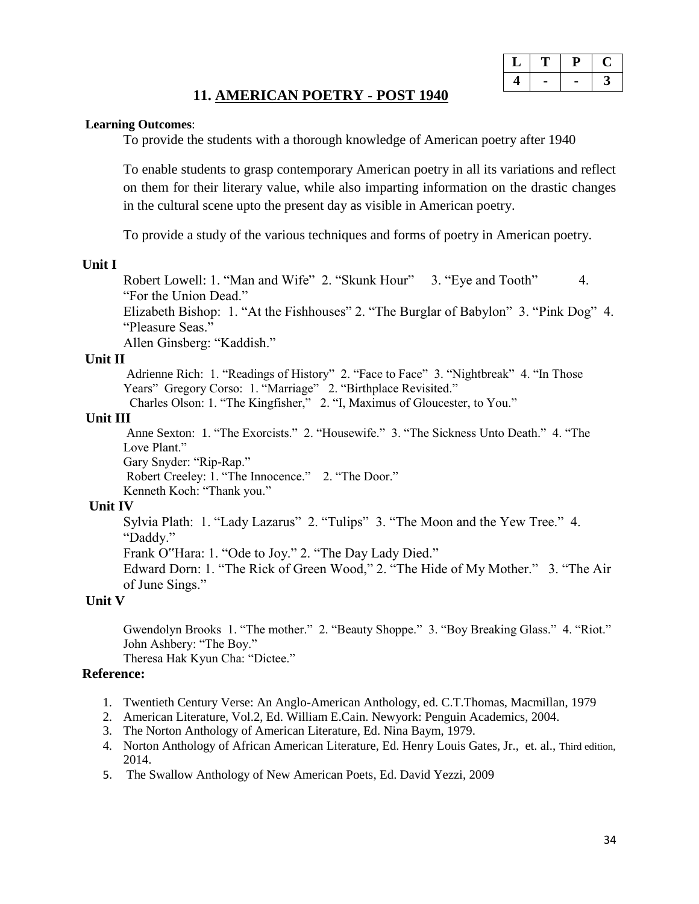| L | T | P | C |
|---|---|---|---|
| 4 | - | - | 3 |

## 11. AMERICAN POETRY - POST 1940

**Learning Outcomes**:

To provide the students with a thorough knowledge of American poetry after 1940

To enable students to grasp contemporary American poetry in all its variations and reflect on them for their literary value, while also imparting information on the drastic changes in the cultural scene upto the present day as visible in American poetry.

To provide a study of the various techniques and forms of poetry in American poetry.

**Unit I**

Robert Lowell: 1. "Man and Wife" 2. "Skunk Hour" 3. "Eye and Tooth" 4. "For the Union Dead."

Elizabeth Bishop: 1. "At the Fishhouses" 2. "The Burglar of Babylon" 3. "Pink Dog" 4. "Pleasure Seas."

Allen Ginsberg: "Kaddish."

**Unit II**

Adrienne Rich: 1. "Readings of History" 2. "Face to Face" 3. "Nightbreak" 4. "In Those Years" Gregory Corso: 1. "Marriage" 2. "Birthplace Revisited."

Charles Olson: 1. "The Kingfisher," 2. "I, Maximus of Gloucester, to You."

**Unit III**

Anne Sexton: 1. "The Exorcists." 2. "Housewife." 3. "The Sickness Unto Death." 4. "The Love Plant."

Gary Snyder: "Rip-Rap."

Robert Creeley: 1. "The Innocence." 2. "The Door."

Kenneth Koch: "Thank you."

**Unit IV**

Sylvia Plath: 1. "Lady Lazarus" 2. "Tulips" 3. "The Moon and the Yew Tree." 4. "Daddy."

Frank O"Hara: 1. "Ode to Joy." 2. "The Day Lady Died."

Edward Dorn: 1. "The Rick of Green Wood," 2. "The Hide of My Mother." 3. "The Air of June Sings."

**Unit V**

Gwendolyn Brooks 1. "The mother." 2. "Beauty Shoppe." 3. "Boy Breaking Glass." 4. "Riot."

John Ashbery: "The Boy."

Theresa Hak Kyun Cha: "Dictee."

**Reference:**

1. Twentieth Century Verse: An Anglo-American Anthology, ed. C.T.Thomas, Macmillan, 1979
2. American Literature, Vol.2, Ed. William E.Cain. Newyork: Penguin Academics, 2004.
3. The Norton Anthology of American Literature, Ed. Nina Baym, 1979.
4. Norton Anthology of African American Literature, Ed. Henry Louis Gates, Jr., et. al., Third edition, 2014.
5. The Swallow Anthology of New American Poets, Ed. David Yezzi, 2009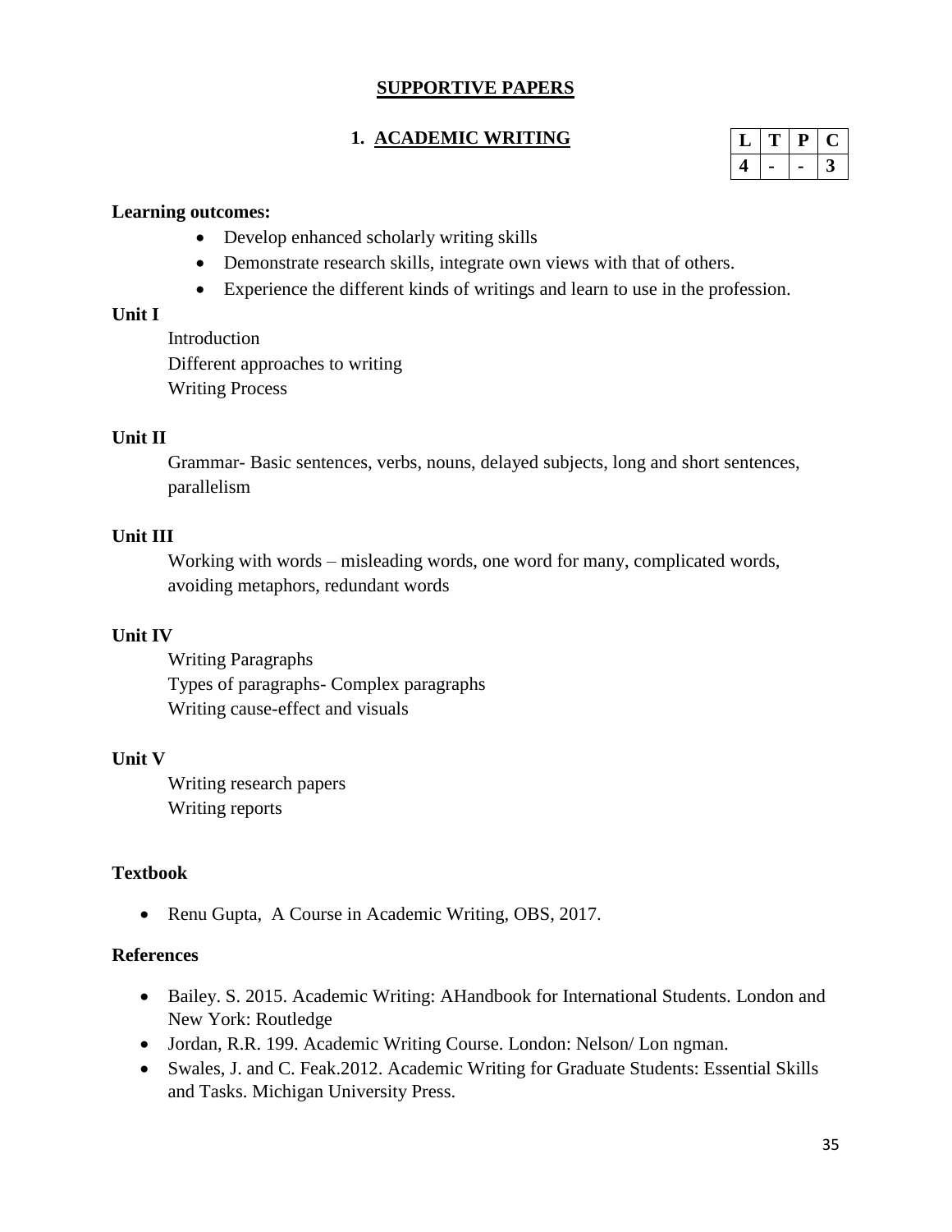## SUPPORTIVE PAPERS

### 1. ACADEMIC WRITING

| L | T | P | C |
|---|---|---|---|
| 4 | - | - | 3 |

**Learning outcomes:**

- Develop enhanced scholarly writing skills
- Demonstrate research skills, integrate own views with that of others.
- Experience the different kinds of writings and learn to use in the profession.

**Unit I**

Introduction
Different approaches to writing
Writing Process

**Unit II**

Grammar- Basic sentences, verbs, nouns, delayed subjects, long and short sentences, parallelism

**Unit III**

Working with words – misleading words, one word for many, complicated words, avoiding metaphors, redundant words

**Unit IV**

Writing Paragraphs
Types of paragraphs- Complex paragraphs
Writing cause-effect and visuals

**Unit V**

Writing research papers
Writing reports

**Textbook**

- Renu Gupta, A Course in Academic Writing, OBS, 2017.

**References**

- Bailey. S. 2015. Academic Writing: AHandbook for International Students. London and New York: Routledge
- Jordan, R.R. 199. Academic Writing Course. London: Nelson/ Lon ngman.
- Swales, J. and C. Feak.2012. Academic Writing for Graduate Students: Essential Skills and Tasks. Michigan University Press.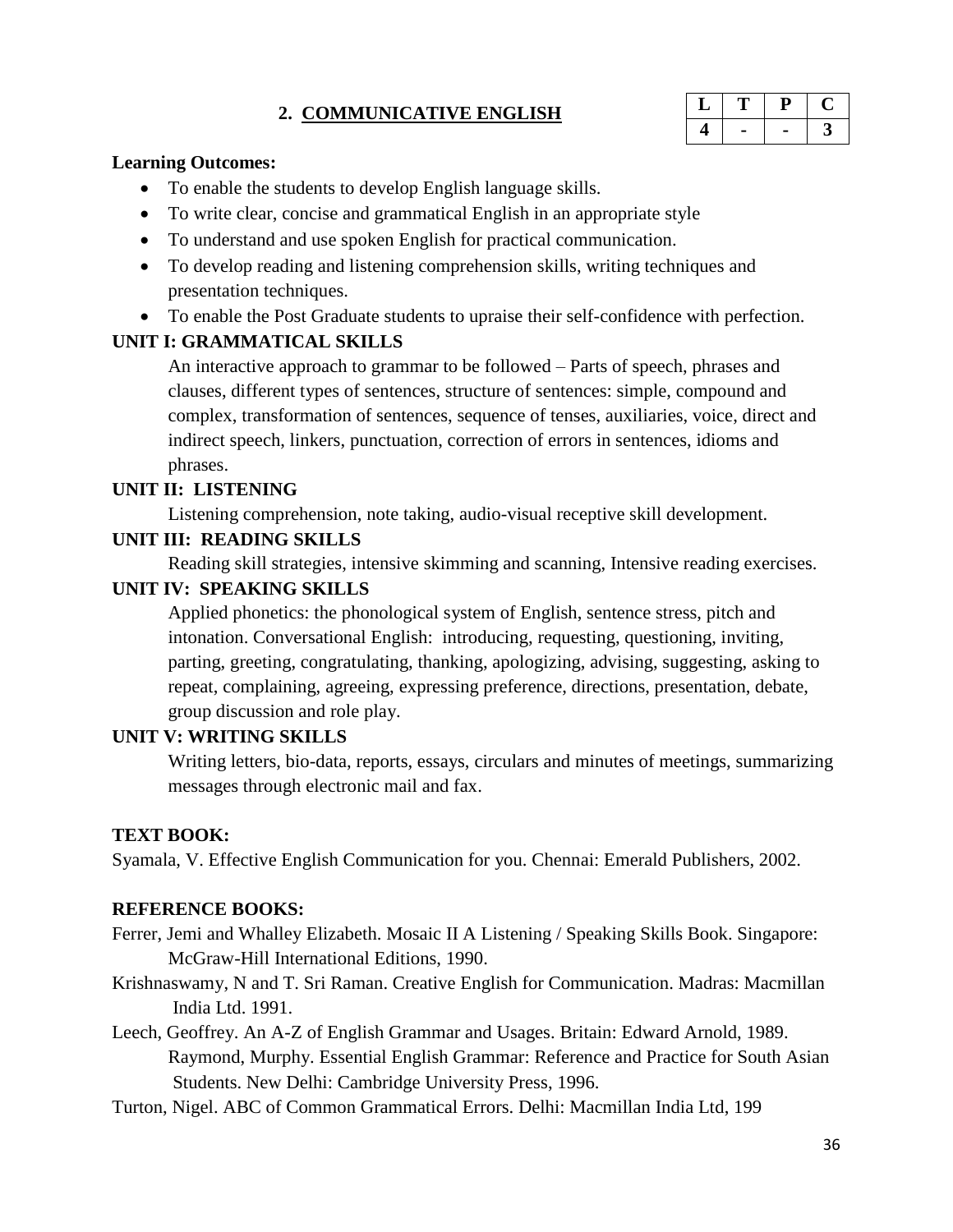## 2. COMMUNICATIVE ENGLISH

| L | T | P | C |
|---|---|---|---|
| 4 | - | - | 3 |

**Learning Outcomes:**

- To enable the students to develop English language skills.
- To write clear, concise and grammatical English in an appropriate style
- To understand and use spoken English for practical communication.
- To develop reading and listening comprehension skills, writing techniques and presentation techniques.
- To enable the Post Graduate students to upraise their self-confidence with perfection.

**UNIT I: GRAMMATICAL SKILLS**

An interactive approach to grammar to be followed – Parts of speech, phrases and clauses, different types of sentences, structure of sentences: simple, compound and complex, transformation of sentences, sequence of tenses, auxiliaries, voice, direct and indirect speech, linkers, punctuation, correction of errors in sentences, idioms and phrases.

**UNIT II: LISTENING**

Listening comprehension, note taking, audio-visual receptive skill development.

**UNIT III: READING SKILLS**

Reading skill strategies, intensive skimming and scanning, Intensive reading exercises.

**UNIT IV: SPEAKING SKILLS**

Applied phonetics: the phonological system of English, sentence stress, pitch and intonation. Conversational English: introducing, requesting, questioning, inviting, parting, greeting, congratulating, thanking, apologizing, advising, suggesting, asking to repeat, complaining, agreeing, expressing preference, directions, presentation, debate, group discussion and role play.

**UNIT V: WRITING SKILLS**

Writing letters, bio-data, reports, essays, circulars and minutes of meetings, summarizing messages through electronic mail and fax.

**TEXT BOOK:**

Syamala, V. Effective English Communication for you. Chennai: Emerald Publishers, 2002.

**REFERENCE BOOKS:**

Ferrer, Jemi and Whalley Elizabeth. Mosaic II A Listening / Speaking Skills Book. Singapore: McGraw-Hill International Editions, 1990.

Krishnaswamy, N and T. Sri Raman. Creative English for Communication. Madras: Macmillan India Ltd. 1991.

Leech, Geoffrey. An A-Z of English Grammar and Usages. Britain: Edward Arnold, 1989. Raymond, Murphy. Essential English Grammar: Reference and Practice for South Asian Students. New Delhi: Cambridge University Press, 1996.

Turton, Nigel. ABC of Common Grammatical Errors. Delhi: Macmillan India Ltd, 199